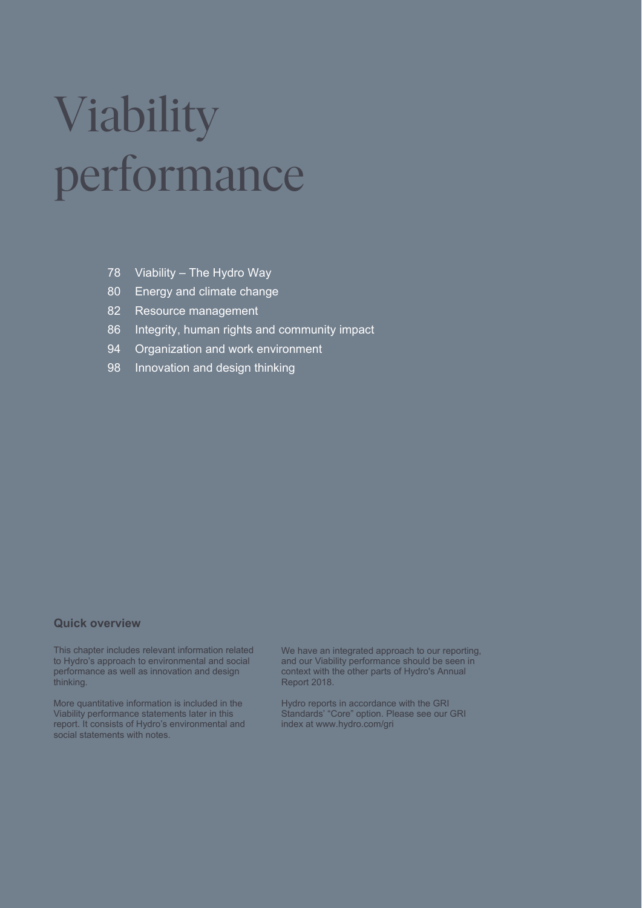# Viability performance

- 78 Viability – The Hydro Way
- 80 Energy and climate change
- 82 Resource management
- 86 Integrity, human rights and community impact
- 94 Organization and work environment
- 98 Innovation and design thinking

## Quick overview

This chapter includes relevant information related to Hydro's approach to environmental and social performance as well as innovation and design thinking.

More quantitative information is included in the Viability performance statements later in this report. It consists of Hydro's environmental and social statements with notes.

We have an integrated approach to our reporting, and our Viability performance should be seen in context with the other parts of Hydro's Annual Report 2018.

Hydro reports in accordance with the GRI Standards' "Core" option. Please see our GRI index at www.hydro.com/gri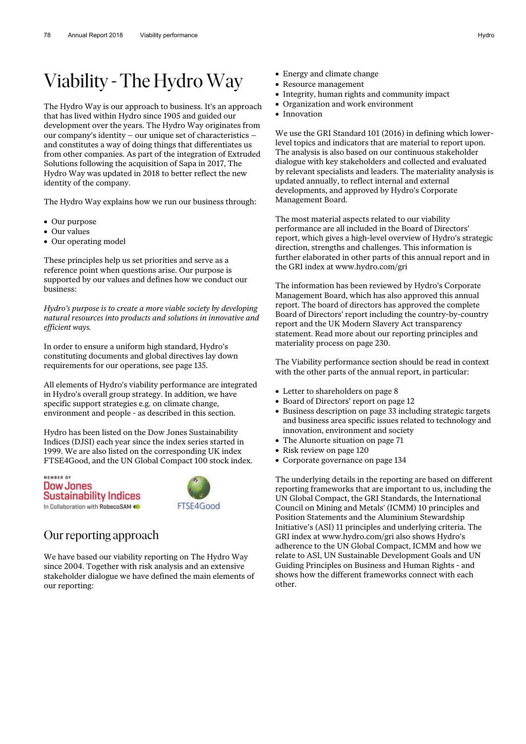# Viability - The Hydro Way

The Hydro Way is our approach to business. It's an approach that has lived within Hydro since 1905 and guided our development over the years. The Hydro Way originates from our company's identity – our unique set of characteristics – and constitutes a way of doing things that differentiates us from other companies. As part of the integration of Extruded Solutions following the acquisition of Sapa in 2017, The Hydro Way was updated in 2018 to better reflect the new identity of the company.

The Hydro Way explains how we run our business through:

- Our purpose
- Our values
- Our operating model

These principles help us set priorities and serve as a reference point when questions arise. Our purpose is supported by our values and defines how we conduct our business:

*Hydro's purpose is to create a more viable society by developing natural resources into products and solutions in innovative and efficient ways.*

In order to ensure a uniform high standard, Hydro's constituting documents and global directives lay down requirements for our operations, see page 135.

All elements of Hydro's viability performance are integrated in Hydro's overall group strategy. In addition, we have specific support strategies e.g. on climate change, environment and people - as described in this section.

Hydro has been listed on the Dow Jones Sustainability Indices (DJSI) each year since the index series started in 1999. We are also listed on the corresponding UK index FTSE4Good, and the UN Global Compact 100 stock index.

MEMBER OF Dow Jones Sustainability Indices In Collaboration with RobecoSAM

FTSE4Good

## Our reporting approach

We have based our viability reporting on The Hydro Way since 2004. Together with risk analysis and an extensive stakeholder dialogue we have defined the main elements of our reporting:

- Energy and climate change
- Resource management
- Integrity, human rights and community impact
- Organization and work environment
- Innovation

We use the GRI Standard 101 (2016) in defining which lower-level topics and indicators that are material to report upon. The analysis is also based on our continuous stakeholder dialogue with key stakeholders and collected and evaluated by relevant specialists and leaders. The materiality analysis is updated annually, to reflect internal and external developments, and approved by Hydro's Corporate Management Board.

The most material aspects related to our viability performance are all included in the Board of Directors' report, which gives a high-level overview of Hydro's strategic direction, strengths and challenges. This information is further elaborated in other parts of this annual report and in the GRI index at www.hydro.com/gri

The information has been reviewed by Hydro's Corporate Management Board, which has also approved this annual report. The board of directors has approved the complete Board of Directors' report including the country-by-country report and the UK Modern Slavery Act transparency statement. Read more about our reporting principles and materiality process on page 230.

The Viability performance section should be read in context with the other parts of the annual report, in particular:

- Letter to shareholders on page 8
- Board of Directors' report on page 12
- Business description on page 33 including strategic targets and business area specific issues related to technology and innovation, environment and society
- The Alunorte situation on page 71
- Risk review on page 120
- Corporate governance on page 134

The underlying details in the reporting are based on different reporting frameworks that are important to us, including the UN Global Compact, the GRI Standards, the International Council on Mining and Metals' (ICMM) 10 principles and Position Statements and the Aluminium Stewardship Initiative's (ASI) 11 principles and underlying criteria. The GRI index at www.hydro.com/gri also shows Hydro's adherence to the UN Global Compact, ICMM and how we relate to ASI, UN Sustainable Development Goals and UN Guiding Principles on Business and Human Rights - and shows how the different frameworks connect with each other.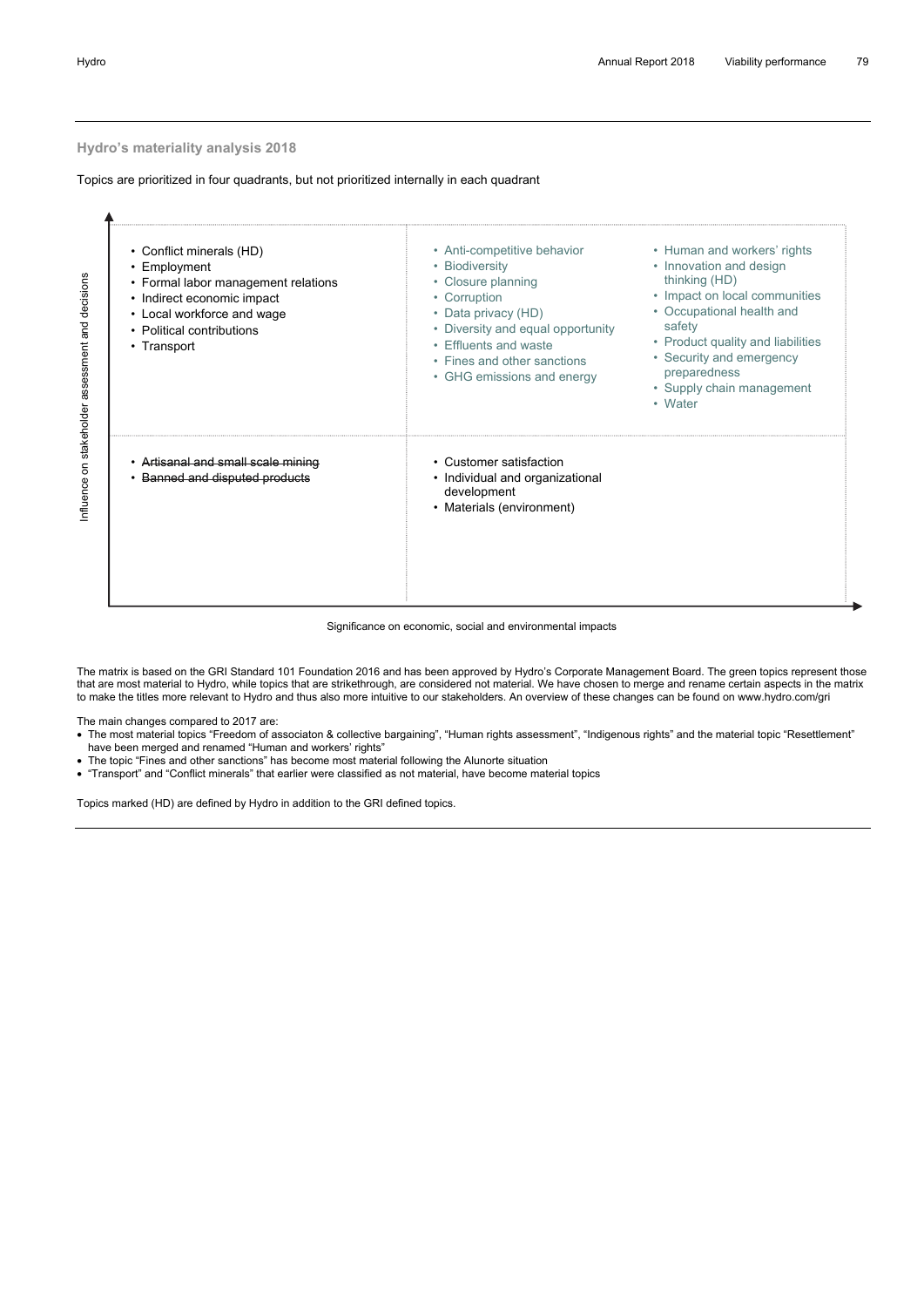### Hydro's materiality analysis 2018

Topics are prioritized in four quadrants, but not prioritized internally in each quadrant

| Influence on stakeholder assessment and decisions | | |
|---|---|---|
| • Conflict minerals (HD)<br>• Employment<br>• Formal labor management relations<br>• Indirect economic impact<br>• Local workforce and wage<br>• Political contributions<br>• Transport | • Anti-competitive behavior<br>• Biodiversity<br>• Closure planning<br>• Corruption<br>• Data privacy (HD)<br>• Diversity and equal opportunity<br>• Effluents and waste<br>• Fines and other sanctions<br>• GHG emissions and energy | • Human and workers' rights<br>• Innovation and design thinking (HD)<br>• Impact on local communities<br>• Occupational health and safety<br>• Product quality and liabilities<br>• Security and emergency preparedness<br>• Supply chain management<br>• Water |
| • ~~Artisanal and small scale mining~~<br>• ~~Banned and disputed products~~ | • Customer satisfaction<br>• Individual and organizational development<br>• Materials (environment) | |

Significance on economic, social and environmental impacts

The matrix is based on the GRI Standard 101 Foundation 2016 and has been approved by Hydro's Corporate Management Board. The green topics represent those that are most material to Hydro, while topics that are strikethrough, are considered not material. We have chosen to merge and rename certain aspects in the matrix to make the titles more relevant to Hydro and thus also more intuitive to our stakeholders. An overview of these changes can be found on www.hydro.com/gri

The main changes compared to 2017 are:

- The most material topics "Freedom of associaton & collective bargaining", "Human rights assessment", "Indigenous rights" and the material topic "Resettlement" have been merged and renamed "Human and workers' rights"
- The topic "Fines and other sanctions" has become most material following the Alunorte situation
- "Transport" and "Conflict minerals" that earlier were classified as not material, have become material topics

Topics marked (HD) are defined by Hydro in addition to the GRI defined topics.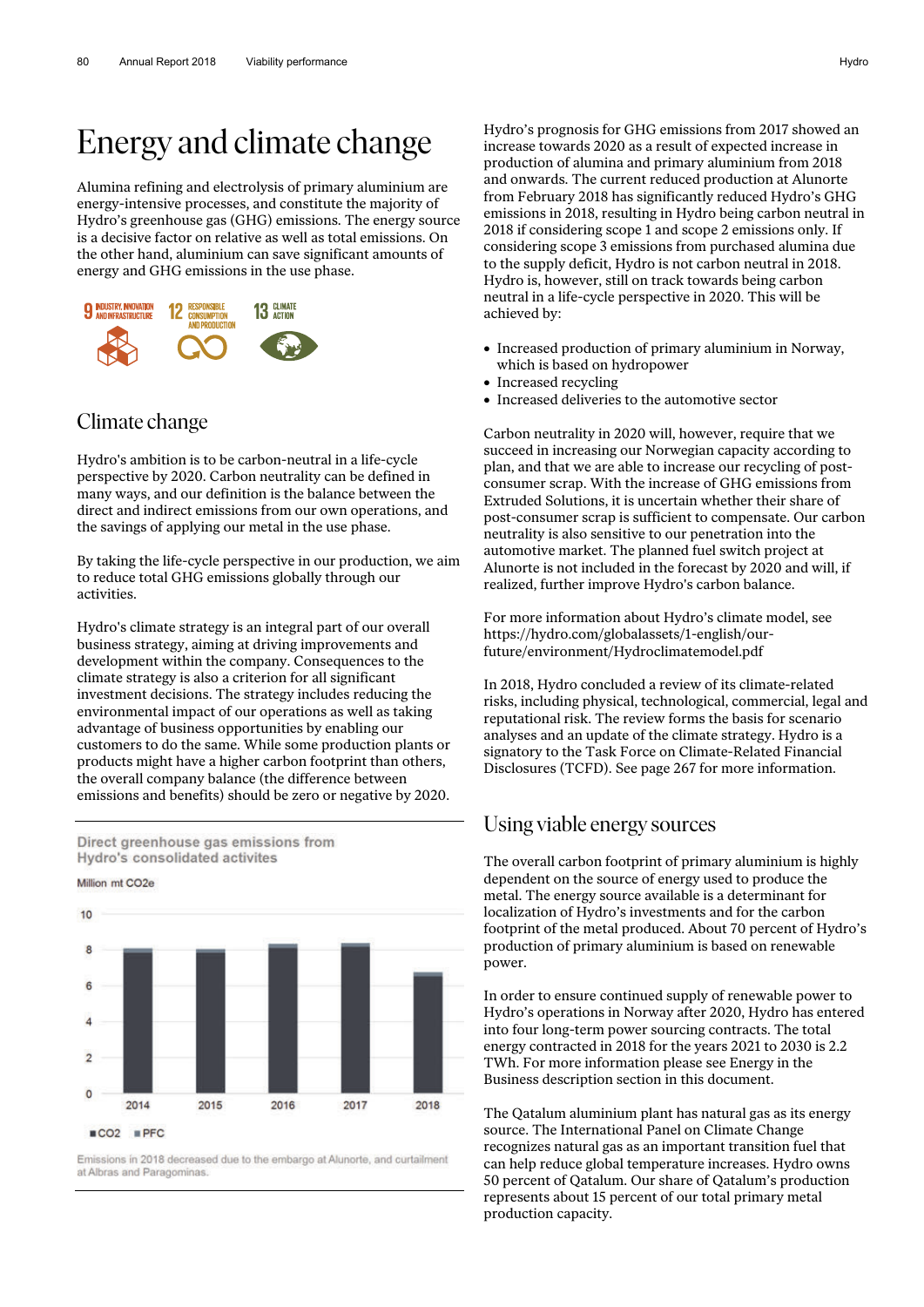# Energy and climate change

Alumina refining and electrolysis of primary aluminium are energy-intensive processes, and constitute the majority of Hydro's greenhouse gas (GHG) emissions. The energy source is a decisive factor on relative as well as total emissions. On the other hand, aluminium can save significant amounts of energy and GHG emissions in the use phase.

9 INDUSTRY, INNOVATION AND INFRASTRUCTURE 12 RESPONSIBLE CONSUMPTION AND PRODUCTION 13 CLIMATE ACTION

## Climate change

Hydro's ambition is to be carbon-neutral in a life-cycle perspective by 2020. Carbon neutrality can be defined in many ways, and our definition is the balance between the direct and indirect emissions from our own operations, and the savings of applying our metal in the use phase.

By taking the life-cycle perspective in our production, we aim to reduce total GHG emissions globally through our activities.

Hydro's climate strategy is an integral part of our overall business strategy, aiming at driving improvements and development within the company. Consequences to the climate strategy is also a criterion for all significant investment decisions. The strategy includes reducing the environmental impact of our operations as well as taking advantage of business opportunities by enabling our customers to do the same. While some production plants or products might have a higher carbon footprint than others, the overall company balance (the difference between emissions and benefits) should be zero or negative by 2020.

**Direct greenhouse gas emissions from Hydro's consolidated activites**

Million mt CO2e

| Year | Total (approx.) |
|---|---|
| 2014 | ~8 |
| 2015 | ~8 |
| 2016 | ~8.3 |
| 2017 | ~8.3 |
| 2018 | ~6.7 |

■ CO2 ■ PFC

Emissions in 2018 decreased due to the embargo at Alunorte, and curtailment at Albras and Paragominas.

Hydro's prognosis for GHG emissions from 2017 showed an increase towards 2020 as a result of expected increase in production of alumina and primary aluminium from 2018 and onwards. The current reduced production at Alunorte from February 2018 has significantly reduced Hydro's GHG emissions in 2018, resulting in Hydro being carbon neutral in 2018 if considering scope 1 and scope 2 emissions only. If considering scope 3 emissions from purchased alumina due to the supply deficit, Hydro is not carbon neutral in 2018. Hydro is, however, still on track towards being carbon neutral in a life-cycle perspective in 2020. This will be achieved by:

- Increased production of primary aluminium in Norway, which is based on hydropower
- Increased recycling
- Increased deliveries to the automotive sector

Carbon neutrality in 2020 will, however, require that we succeed in increasing our Norwegian capacity according to plan, and that we are able to increase our recycling of post-consumer scrap. With the increase of GHG emissions from Extruded Solutions, it is uncertain whether their share of post-consumer scrap is sufficient to compensate. Our carbon neutrality is also sensitive to our penetration into the automotive market. The planned fuel switch project at Alunorte is not included in the forecast by 2020 and will, if realized, further improve Hydro's carbon balance.

For more information about Hydro's climate model, see https://hydro.com/globalassets/1-english/our-future/environment/Hydroclimatemodel.pdf

In 2018, Hydro concluded a review of its climate-related risks, including physical, technological, commercial, legal and reputational risk. The review forms the basis for scenario analyses and an update of the climate strategy. Hydro is a signatory to the Task Force on Climate-Related Financial Disclosures (TCFD). See page 267 for more information.

## Using viable energy sources

The overall carbon footprint of primary aluminium is highly dependent on the source of energy used to produce the metal. The energy source available is a determinant for localization of Hydro's investments and for the carbon footprint of the metal produced. About 70 percent of Hydro's production of primary aluminium is based on renewable power.

In order to ensure continued supply of renewable power to Hydro's operations in Norway after 2020, Hydro has entered into four long-term power sourcing contracts. The total energy contracted in 2018 for the years 2021 to 2030 is 2.2 TWh. For more information please see Energy in the Business description section in this document.

The Qatalum aluminium plant has natural gas as its energy source. The International Panel on Climate Change recognizes natural gas as an important transition fuel that can help reduce global temperature increases. Hydro owns 50 percent of Qatalum. Our share of Qatalum's production represents about 15 percent of our total primary metal production capacity.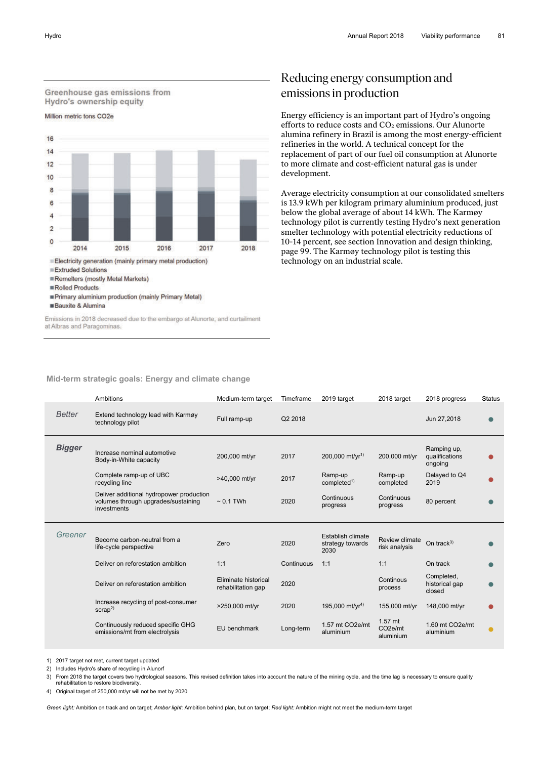### Greenhouse gas emissions from Hydro's ownership equity

Million metric tons CO2e

| | 2014 | 2015 | 2016 | 2017 | 2018 |
|---|---|---|---|---|---|

- Electricity generation (mainly primary metal production)
- Extruded Solutions
- Remelters (mostly Metal Markets)
- Rolled Products
- Primary aluminium production (mainly Primary Metal)
- Bauxite & Alumina

Emissions in 2018 decreased due to the embargo at Alunorte, and curtailment at Albras and Paragominas.

## Reducing energy consumption and emissions in production

Energy efficiency is an important part of Hydro's ongoing efforts to reduce costs and $CO_2$ emissions. Our Alunorte alumina refinery in Brazil is among the most energy-efficient refineries in the world. A technical concept for the replacement of part of our fuel oil consumption at Alunorte to more climate and cost-efficient natural gas is under development.

Average electricity consumption at our consolidated smelters is 13.9 kWh per kilogram primary aluminium produced, just below the global average of about 14 kWh. The Karmøy technology pilot is currently testing Hydro's next generation smelter technology with potential electricity reductions of 10-14 percent, see section Innovation and design thinking, page 99. The Karmøy technology pilot is testing this technology on an industrial scale.

### Mid-term strategic goals: Energy and climate change

| | Ambitions | Medium-term target | Timeframe | 2019 target | 2018 target | 2018 progress | Status |
|---|---|---|---|---|---|---|---|
| *Better* | Extend technology lead with Karmøy technology pilot | Full ramp-up | Q2 2018 | | | Jun 27,2018 | Green |
| ***Bigger*** | Increase nominal automotive Body-in-White capacity | 200,000 mt/yr | 2017 | 200,000 mt/yr[1] | 200,000 mt/yr | Ramping up, qualifications ongoing | Red |
| | Complete ramp-up of UBC recycling line | >40,000 mt/yr | 2017 | Ramp-up completed[1] | Ramp-up completed | Delayed to Q4 2019 | Red |
| | Deliver additional hydropower production volumes through upgrades/sustaining investments | ~ 0.1 TWh | 2020 | Continuous progress | Continuous progress | 80 percent | Green |
| *Greener* | Become carbon-neutral from a life-cycle perspective | Zero | 2020 | Establish climate strategy towards 2030 | Review climate risk analysis | On track[3] | Green |
| | Deliver on reforestation ambition | 1:1 | Continuous | 1:1 | 1:1 | On track | Green |
| | Deliver on reforestation ambition | Eliminate historical rehabilitation gap | 2020 | | Continous process | Completed, historical gap closed | Green |
| | Increase recycling of post-consumer scrap[2] | >250,000 mt/yr | 2020 | 195,000 mt/yr[4] | 155,000 mt/yr | 148,000 mt/yr | Red |
| | Continuously reduced specific GHG emissions/mt from electrolysis | EU benchmark | Long-term | 1.57 mt CO2e/mt aluminium | 1.57 mt CO2e/mt aluminium | 1.60 mt CO2e/mt aluminium | Amber |

1) 2017 target not met, current target updated
2) Includes Hydro's share of recycling in Alunorf
3) From 2018 the target covers two hydrological seasons. This revised definition takes into account the nature of the mining cycle, and the time lag is necessary to ensure quality rehabilitation to restore biodiversity.
4) Original target of 250,000 mt/yr will not be met by 2020

*Green light:* Ambition on track and on target; *Amber light:* Ambition behind plan, but on target; *Red light:* Ambition might not meet the medium-term target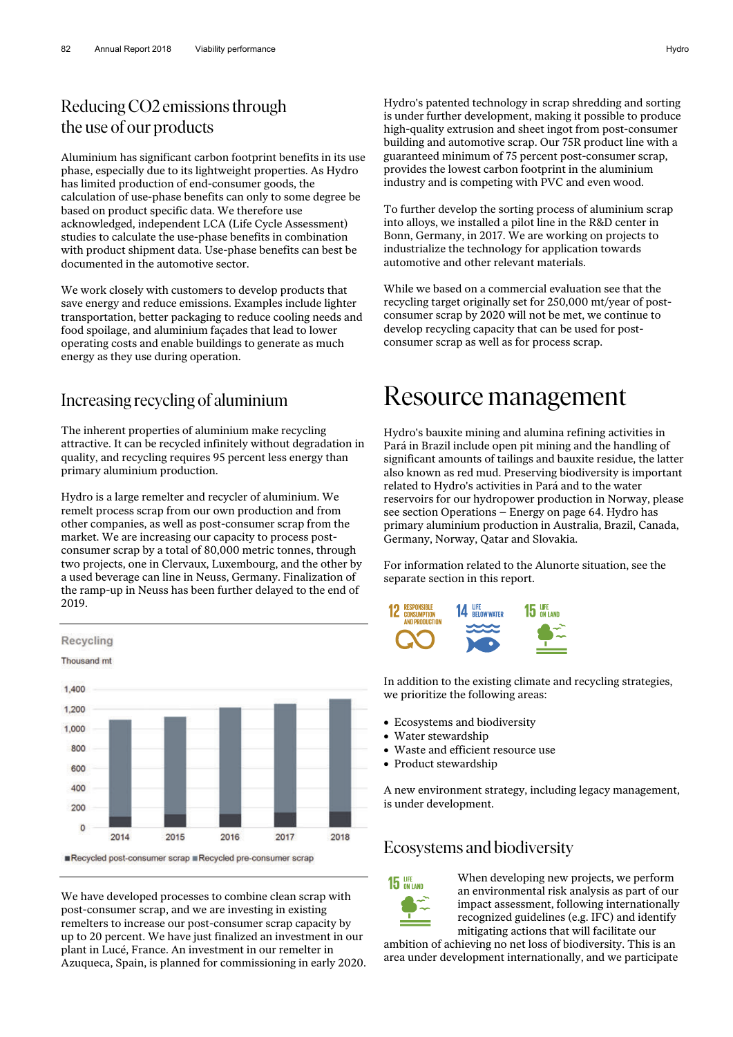## Reducing CO2 emissions through the use of our products

Aluminium has significant carbon footprint benefits in its use phase, especially due to its lightweight properties. As Hydro has limited production of end-consumer goods, the calculation of use-phase benefits can only to some degree be based on product specific data. We therefore use acknowledged, independent LCA (Life Cycle Assessment) studies to calculate the use-phase benefits in combination with product shipment data. Use-phase benefits can best be documented in the automotive sector.

We work closely with customers to develop products that save energy and reduce emissions. Examples include lighter transportation, better packaging to reduce cooling needs and food spoilage, and aluminium façades that lead to lower operating costs and enable buildings to generate as much energy as they use during operation.

## Increasing recycling of aluminium

The inherent properties of aluminium make recycling attractive. It can be recycled infinitely without degradation in quality, and recycling requires 95 percent less energy than primary aluminium production.

Hydro is a large remelter and recycler of aluminium. We remelt process scrap from our own production and from other companies, as well as post-consumer scrap from the market. We are increasing our capacity to process post-consumer scrap by a total of 80,000 metric tonnes, through two projects, one in Clervaux, Luxembourg, and the other by a used beverage can line in Neuss, Germany. Finalization of the ramp-up in Neuss has been further delayed to the end of 2019.

Recycling

Thousand mt

■ Recycled post-consumer scrap ■ Recycled pre-consumer scrap

We have developed processes to combine clean scrap with post-consumer scrap, and we are investing in existing remelters to increase our post-consumer scrap capacity by up to 20 percent. We have just finalized an investment in our plant in Lucé, France. An investment in our remelter in Azuqueca, Spain, is planned for commissioning in early 2020.

Hydro's patented technology in scrap shredding and sorting is under further development, making it possible to produce high-quality extrusion and sheet ingot from post-consumer building and automotive scrap. Our 75R product line with a guaranteed minimum of 75 percent post-consumer scrap, provides the lowest carbon footprint in the aluminium industry and is competing with PVC and even wood.

To further develop the sorting process of aluminium scrap into alloys, we installed a pilot line in the R&D center in Bonn, Germany, in 2017. We are working on projects to industrialize the technology for application towards automotive and other relevant materials.

While we based on a commercial evaluation see that the recycling target originally set for 250,000 mt/year of post-consumer scrap by 2020 will not be met, we continue to develop recycling capacity that can be used for post-consumer scrap as well as for process scrap.

# Resource management

Hydro's bauxite mining and alumina refining activities in Pará in Brazil include open pit mining and the handling of significant amounts of tailings and bauxite residue, the latter also known as red mud. Preserving biodiversity is important related to Hydro's activities in Pará and to the water reservoirs for our hydropower production in Norway, please see section Operations – Energy on page 64. Hydro has primary aluminium production in Australia, Brazil, Canada, Germany, Norway, Qatar and Slovakia.

For information related to the Alunorte situation, see the separate section in this report.

12 RESPONSIBLE CONSUMPTION AND PRODUCTION 14 LIFE BELOW WATER 15 LIFE ON LAND

In addition to the existing climate and recycling strategies, we prioritize the following areas:

- Ecosystems and biodiversity
- Water stewardship
- Waste and efficient resource use
- Product stewardship

A new environment strategy, including legacy management, is under development.

## Ecosystems and biodiversity

15 LIFE ON LAND

When developing new projects, we perform an environmental risk analysis as part of our impact assessment, following internationally recognized guidelines (e.g. IFC) and identify mitigating actions that will facilitate our ambition of achieving no net loss of biodiversity. This is an area under development internationally, and we participate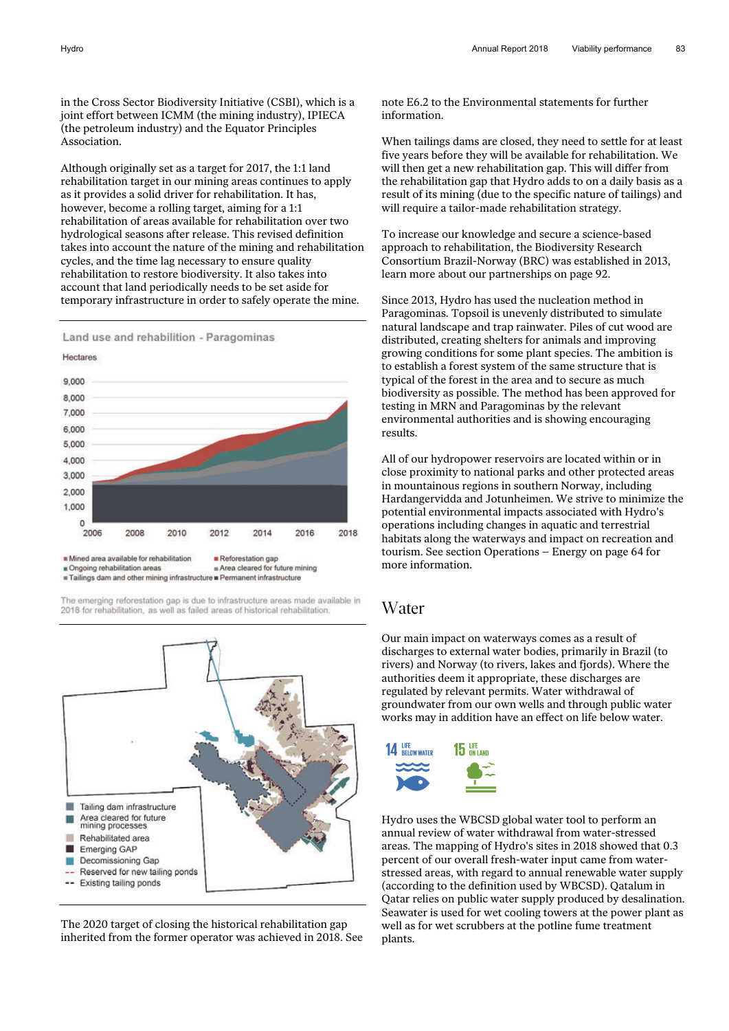in the Cross Sector Biodiversity Initiative (CSBI), which is a joint effort between ICMM (the mining industry), IPIECA (the petroleum industry) and the Equator Principles Association.

Although originally set as a target for 2017, the 1:1 land rehabilitation target in our mining areas continues to apply as it provides a solid driver for rehabilitation. It has, however, become a rolling target, aiming for a 1:1 rehabilitation of areas available for rehabilitation over two hydrological seasons after release. This revised definition takes into account the nature of the mining and rehabilitation cycles, and the time lag necessary to ensure quality rehabilitation to restore biodiversity. It also takes into account that land periodically needs to be set aside for temporary infrastructure in order to safely operate the mine.

**Land use and rehabilitation - Paragominas**

Hectares

- Mined area available for rehabilitation
- Ongoing rehabilitation areas
- Tailings dam and other mining infrastructure
- Reforestation gap
- Area cleared for future mining
- Permanent infrastructure

The emerging reforestation gap is due to infrastructure areas made available in 2018 for rehabilitation, as well as failed areas of historical rehabilitation.

- Tailing dam infrastructure
- Area cleared for future mining processes
- Rehabilitated area
- Emerging GAP
- Decommissioning Gap
- Reserved for new tailing ponds
- Existing tailing ponds

The 2020 target of closing the historical rehabilitation gap inherited from the former operator was achieved in 2018. See note E6.2 to the Environmental statements for further information.

When tailings dams are closed, they need to settle for at least five years before they will be available for rehabilitation. We will then get a new rehabilitation gap. This will differ from the rehabilitation gap that Hydro adds to on a daily basis as a result of its mining (due to the specific nature of tailings) and will require a tailor-made rehabilitation strategy.

To increase our knowledge and secure a science-based approach to rehabilitation, the Biodiversity Research Consortium Brazil-Norway (BRC) was established in 2013, learn more about our partnerships on page 92.

Since 2013, Hydro has used the nucleation method in Paragominas. Topsoil is unevenly distributed to simulate natural landscape and trap rainwater. Piles of cut wood are distributed, creating shelters for animals and improving growing conditions for some plant species. The ambition is to establish a forest system of the same structure that is typical of the forest in the area and to secure as much biodiversity as possible. The method has been approved for testing in MRN and Paragominas by the relevant environmental authorities and is showing encouraging results.

All of our hydropower reservoirs are located within or in close proximity to national parks and other protected areas in mountainous regions in southern Norway, including Hardangervidda and Jotunheimen. We strive to minimize the potential environmental impacts associated with Hydro's operations including changes in aquatic and terrestrial habitats along the waterways and impact on recreation and tourism. See section Operations – Energy on page 64 for more information.

## Water

Our main impact on waterways comes as a result of discharges to external water bodies, primarily in Brazil (to rivers) and Norway (to rivers, lakes and fjords). Where the authorities deem it appropriate, these discharges are regulated by relevant permits. Water withdrawal of groundwater from our own wells and through public water works may in addition have an effect on life below water.

14 LIFE BELOW WATER 15 LIFE ON LAND

Hydro uses the WBCSD global water tool to perform an annual review of water withdrawal from water-stressed areas. The mapping of Hydro's sites in 2018 showed that 0.3 percent of our overall fresh-water input came from water-stressed areas, with regard to annual renewable water supply (according to the definition used by WBCSD). Qatalum in Qatar relies on public water supply produced by desalination. Seawater is used for wet cooling towers at the power plant as well as for wet scrubbers at the potline fume treatment plants.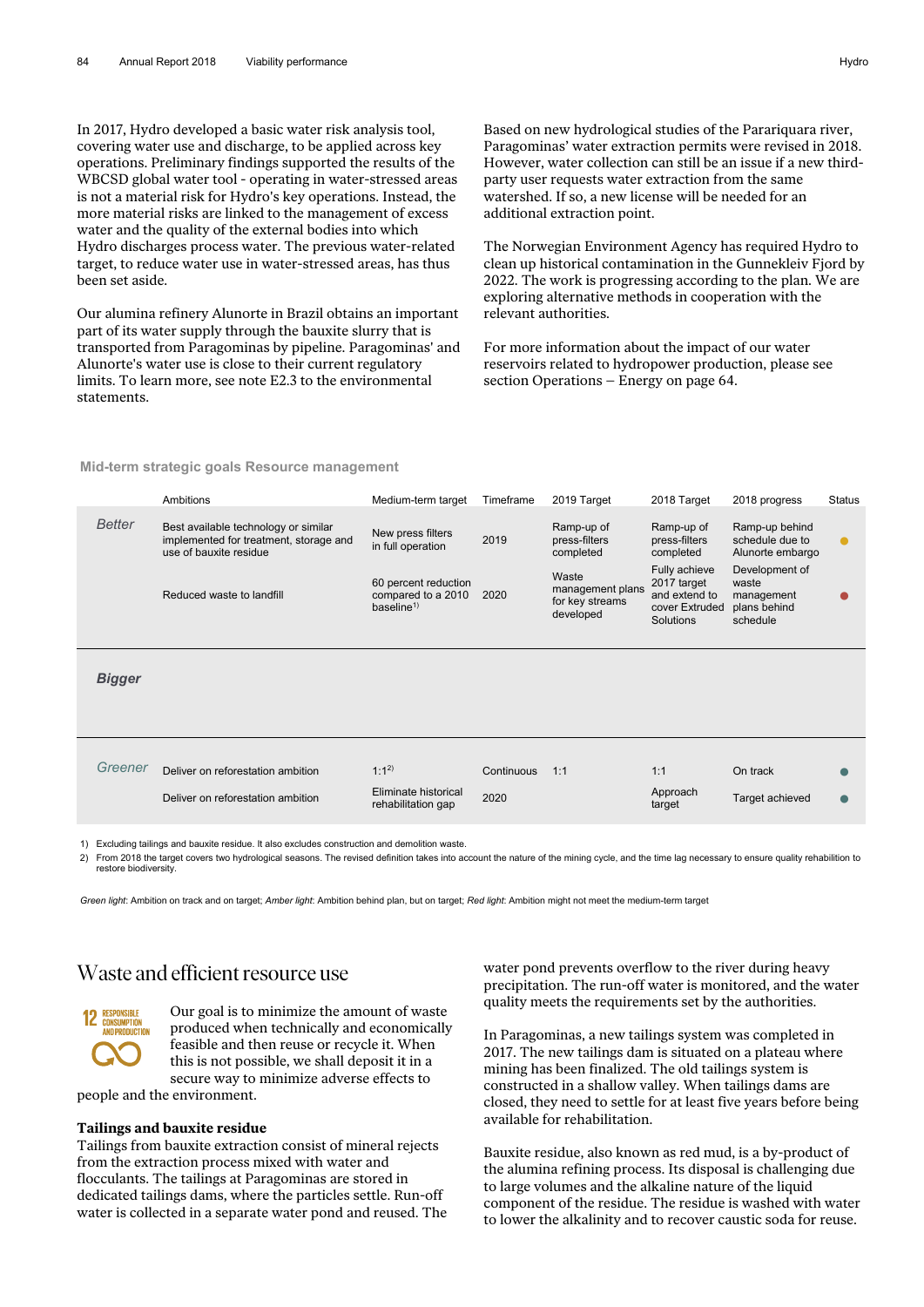In 2017, Hydro developed a basic water risk analysis tool, covering water use and discharge, to be applied across key operations. Preliminary findings supported the results of the WBCSD global water tool - operating in water-stressed areas is not a material risk for Hydro's key operations. Instead, the more material risks are linked to the management of excess water and the quality of the external bodies into which Hydro discharges process water. The previous water-related target, to reduce water use in water-stressed areas, has thus been set aside.

Our alumina refinery Alunorte in Brazil obtains an important part of its water supply through the bauxite slurry that is transported from Paragominas by pipeline. Paragominas' and Alunorte's water use is close to their current regulatory limits. To learn more, see note E2.3 to the environmental statements.

Based on new hydrological studies of the Parariquara river, Paragominas' water extraction permits were revised in 2018. However, water collection can still be an issue if a new third-party user requests water extraction from the same watershed. If so, a new license will be needed for an additional extraction point.

The Norwegian Environment Agency has required Hydro to clean up historical contamination in the Gunnekleiv Fjord by 2022. The work is progressing according to the plan. We are exploring alternative methods in cooperation with the relevant authorities.

For more information about the impact of our water reservoirs related to hydropower production, please see section Operations – Energy on page 64.

**Mid-term strategic goals Resource management**

| | Ambitions | Medium-term target | Timeframe | 2019 Target | 2018 Target | 2018 progress | Status |
|---|---|---|---|---|---|---|---|
| *Better* | Best available technology or similar implemented for treatment, storage and use of bauxite residue | New press filters in full operation | 2019 | Ramp-up of press-filters completed | Ramp-up of press-filters completed | Ramp-up behind schedule due to Alunorte embargo | Amber |
| | Reduced waste to landfill | 60 percent reduction compared to a 2010 baseline[1] | 2020 | Waste management plans for key streams developed | Fully achieve 2017 target and extend to cover Extruded Solutions | Development of waste management plans behind schedule | Red |
| ***Bigger*** | | | | | | | |
| *Greener* | Deliver on reforestation ambition | 1:1[2] | Continuous | 1:1 | 1:1 | On track | Green |
| | Deliver on reforestation ambition | Eliminate historical rehabilitation gap | 2020 | | Approach target | Target achieved | Green |

1) Excluding tailings and bauxite residue. It also excludes construction and demolition waste.
2) From 2018 the target covers two hydrological seasons. The revised definition takes into account the nature of the mining cycle, and the time lag necessary to ensure quality rehabilitation to restore biodiversity.

*Green light*: Ambition on track and on target; *Amber light*: Ambition behind plan, but on target; *Red light*: Ambition might not meet the medium-term target

## Waste and efficient resource use

12 RESPONSIBLE CONSUMPTION AND PRODUCTION

Our goal is to minimize the amount of waste produced when technically and economically feasible and then reuse or recycle it. When this is not possible, we shall deposit it in a secure way to minimize adverse effects to people and the environment.

### Tailings and bauxite residue

Tailings from bauxite extraction consist of mineral rejects from the extraction process mixed with water and flocculants. The tailings at Paragominas are stored in dedicated tailings dams, where the particles settle. Run-off water is collected in a separate water pond and reused. The water pond prevents overflow to the river during heavy precipitation. The run-off water is monitored, and the water quality meets the requirements set by the authorities.

In Paragominas, a new tailings system was completed in 2017. The new tailings dam is situated on a plateau where mining has been finalized. The old tailings system is constructed in a shallow valley. When tailings dams are closed, they need to settle for at least five years before being available for rehabilitation.

Bauxite residue, also known as red mud, is a by-product of the alumina refining process. Its disposal is challenging due to large volumes and the alkaline nature of the liquid component of the residue. The residue is washed with water to lower the alkalinity and to recover caustic soda for reuse.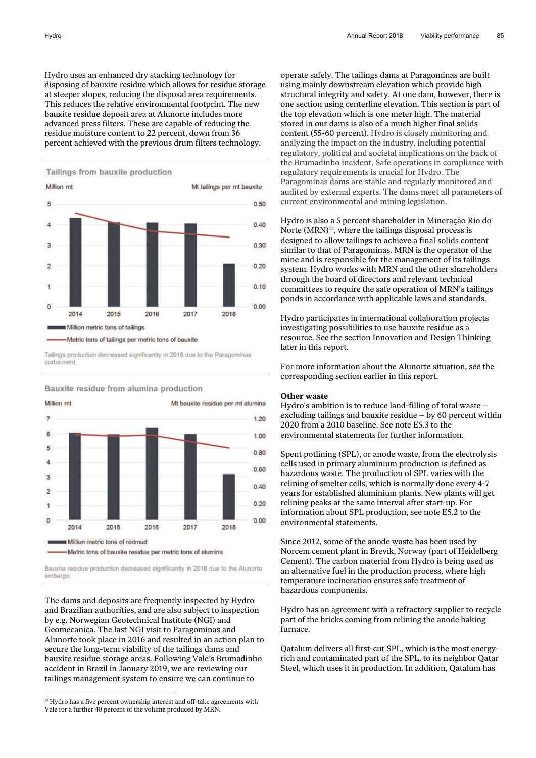Hydro uses an enhanced dry stacking technology for disposing of bauxite residue which allows for residue storage at steeper slopes, reducing the disposal area requirements. This reduces the relative environmental footprint. The new bauxite residue deposit area at Alunorte includes more advanced press filters. These are capable of reducing the residue moisture content to 22 percent, down from 36 percent achieved with the previous drum filters technology.

**Tailings from bauxite production**

Million mt — Mt tailings per mt bauxite

2014, 2015, 2016, 2017, 2018

Million metric tons of tailings

Metric tons of tailings per metric tons of bauxite

Tailings production decreased significantly in 2018 due to the Paragominas curtailment.

**Bauxite residue from alumina production**

Million mt — Mt bauxite residue per mt alumina

2014, 2015, 2016, 2017, 2018

Million metric tons of redmud

Metric tons of bauxite residue per metric tons of alumina

Bauxite residue production decreased significantly in 2018 due to the Alunorte embargo.

The dams and deposits are frequently inspected by Hydro and Brazilian authorities, and are also subject to inspection by e.g. Norwegian Geotechnical Institute (NGI) and Geomecanica. The last NGI visit to Paragominas and Alunorte took place in 2016 and resulted in an action plan to secure the long-term viability of the tailings dams and bauxite residue storage areas. Following Vale's Brumadinho accident in Brazil in January 2019, we are reviewing our tailings management system to ensure we can continue to operate safely. The tailings dams at Paragominas are built using mainly downstream elevation which provide high structural integrity and safety. At one dam, however, there is one section using centerline elevation. This section is part of the top elevation which is one meter high. The material stored in our dams is also of a much higher final solids content (55-60 percent). Hydro is closely monitoring and analyzing the impact on the industry, including potential regulatory, political and societal implications on the back of the Brumadinho incident. Safe operations in compliance with regulatory requirements is crucial for Hydro. The Paragominas dams are stable and regularly monitored and audited by external experts. The dams meet all parameters of current environmental and mining legislation.

Hydro is also a 5 percent shareholder in Mineração Rio do Norte (MRN)[12], where the tailings disposal process is designed to allow tailings to achieve a final solids content similar to that of Paragominas. MRN is the operator of the mine and is responsible for the management of its tailings system. Hydro works with MRN and the other shareholders through the board of directors and relevant technical committees to require the safe operation of MRN's tailings ponds in accordance with applicable laws and standards.

Hydro participates in international collaboration projects investigating possibilities to use bauxite residue as a resource. See the section Innovation and Design Thinking later in this report.

For more information about the Alunorte situation, see the corresponding section earlier in this report.

**Other waste**

Hydro's ambition is to reduce land-filling of total waste – excluding tailings and bauxite residue – by 60 percent within 2020 from a 2010 baseline. See note E5.3 to the environmental statements for further information.

Spent potlining (SPL), or anode waste, from the electrolysis cells used in primary aluminium production is defined as hazardous waste. The production of SPL varies with the relining of smelter cells, which is normally done every 4-7 years for established aluminium plants. New plants will get relining peaks at the same interval after start-up. For information about SPL production, see note E5.2 to the environmental statements.

Since 2012, some of the anode waste has been used by Norcem cement plant in Brevik, Norway (part of Heidelberg Cement). The carbon material from Hydro is being used as an alternative fuel in the production process, where high temperature incineration ensures safe treatment of hazardous components.

Hydro has an agreement with a refractory supplier to recycle part of the bricks coming from relining the anode baking furnace.

Qatalum delivers all first-cut SPL, which is the most energy-rich and contaminated part of the SPL, to its neighbor Qatar Steel, which uses it in production. In addition, Qatalum has

[12] Hydro has a five percent ownership interest and off-take agreements with Vale for a further 40 percent of the volume produced by MRN.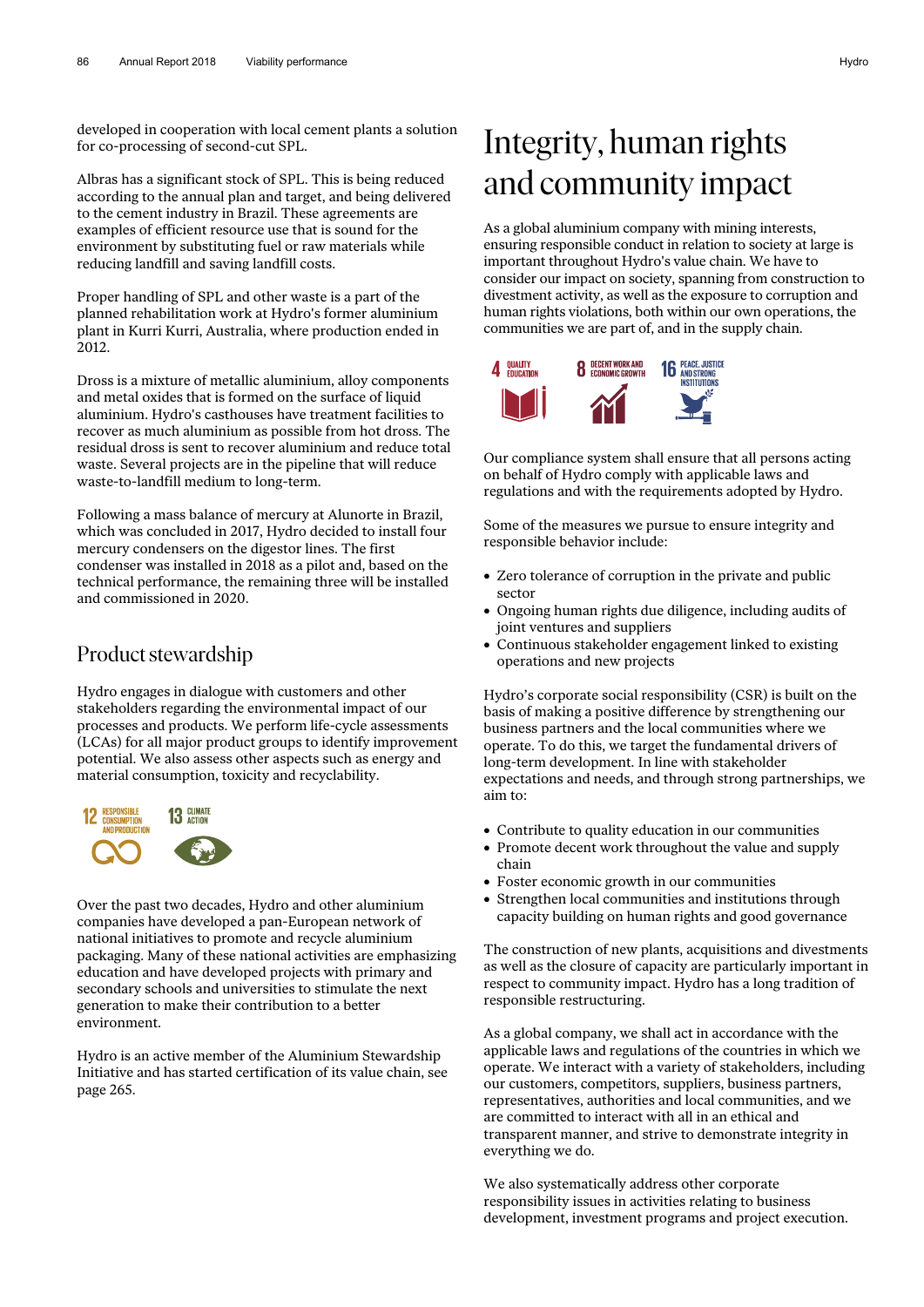developed in cooperation with local cement plants a solution for co-processing of second-cut SPL.

Albras has a significant stock of SPL. This is being reduced according to the annual plan and target, and being delivered to the cement industry in Brazil. These agreements are examples of efficient resource use that is sound for the environment by substituting fuel or raw materials while reducing landfill and saving landfill costs.

Proper handling of SPL and other waste is a part of the planned rehabilitation work at Hydro's former aluminium plant in Kurri Kurri, Australia, where production ended in 2012.

Dross is a mixture of metallic aluminium, alloy components and metal oxides that is formed on the surface of liquid aluminium. Hydro's casthouses have treatment facilities to recover as much aluminium as possible from hot dross. The residual dross is sent to recover aluminium and reduce total waste. Several projects are in the pipeline that will reduce waste-to-landfill medium to long-term.

Following a mass balance of mercury at Alunorte in Brazil, which was concluded in 2017, Hydro decided to install four mercury condensers on the digestor lines. The first condenser was installed in 2018 as a pilot and, based on the technical performance, the remaining three will be installed and commissioned in 2020.

## Product stewardship

Hydro engages in dialogue with customers and other stakeholders regarding the environmental impact of our processes and products. We perform life-cycle assessments (LCAs) for all major product groups to identify improvement potential. We also assess other aspects such as energy and material consumption, toxicity and recyclability.

12 RESPONSIBLE CONSUMPTION AND PRODUCTION
13 CLIMATE ACTION

Over the past two decades, Hydro and other aluminium companies have developed a pan-European network of national initiatives to promote and recycle aluminium packaging. Many of these national activities are emphasizing education and have developed projects with primary and secondary schools and universities to stimulate the next generation to make their contribution to a better environment.

Hydro is an active member of the Aluminium Stewardship Initiative and has started certification of its value chain, see page 265.

# Integrity, human rights and community impact

As a global aluminium company with mining interests, ensuring responsible conduct in relation to society at large is important throughout Hydro's value chain. We have to consider our impact on society, spanning from construction to divestment activity, as well as the exposure to corruption and human rights violations, both within our own operations, the communities we are part of, and in the supply chain.

4 QUALITY EDUCATION
8 DECENT WORK AND ECONOMIC GROWTH
16 PEACE, JUSTICE AND STRONG INSTITUTIONS

Our compliance system shall ensure that all persons acting on behalf of Hydro comply with applicable laws and regulations and with the requirements adopted by Hydro.

Some of the measures we pursue to ensure integrity and responsible behavior include:

- Zero tolerance of corruption in the private and public sector
- Ongoing human rights due diligence, including audits of joint ventures and suppliers
- Continuous stakeholder engagement linked to existing operations and new projects

Hydro's corporate social responsibility (CSR) is built on the basis of making a positive difference by strengthening our business partners and the local communities where we operate. To do this, we target the fundamental drivers of long-term development. In line with stakeholder expectations and needs, and through strong partnerships, we aim to:

- Contribute to quality education in our communities
- Promote decent work throughout the value and supply chain
- Foster economic growth in our communities
- Strengthen local communities and institutions through capacity building on human rights and good governance

The construction of new plants, acquisitions and divestments as well as the closure of capacity are particularly important in respect to community impact. Hydro has a long tradition of responsible restructuring.

As a global company, we shall act in accordance with the applicable laws and regulations of the countries in which we operate. We interact with a variety of stakeholders, including our customers, competitors, suppliers, business partners, representatives, authorities and local communities, and we are committed to interact with all in an ethical and transparent manner, and strive to demonstrate integrity in everything we do.

We also systematically address other corporate responsibility issues in activities relating to business development, investment programs and project execution.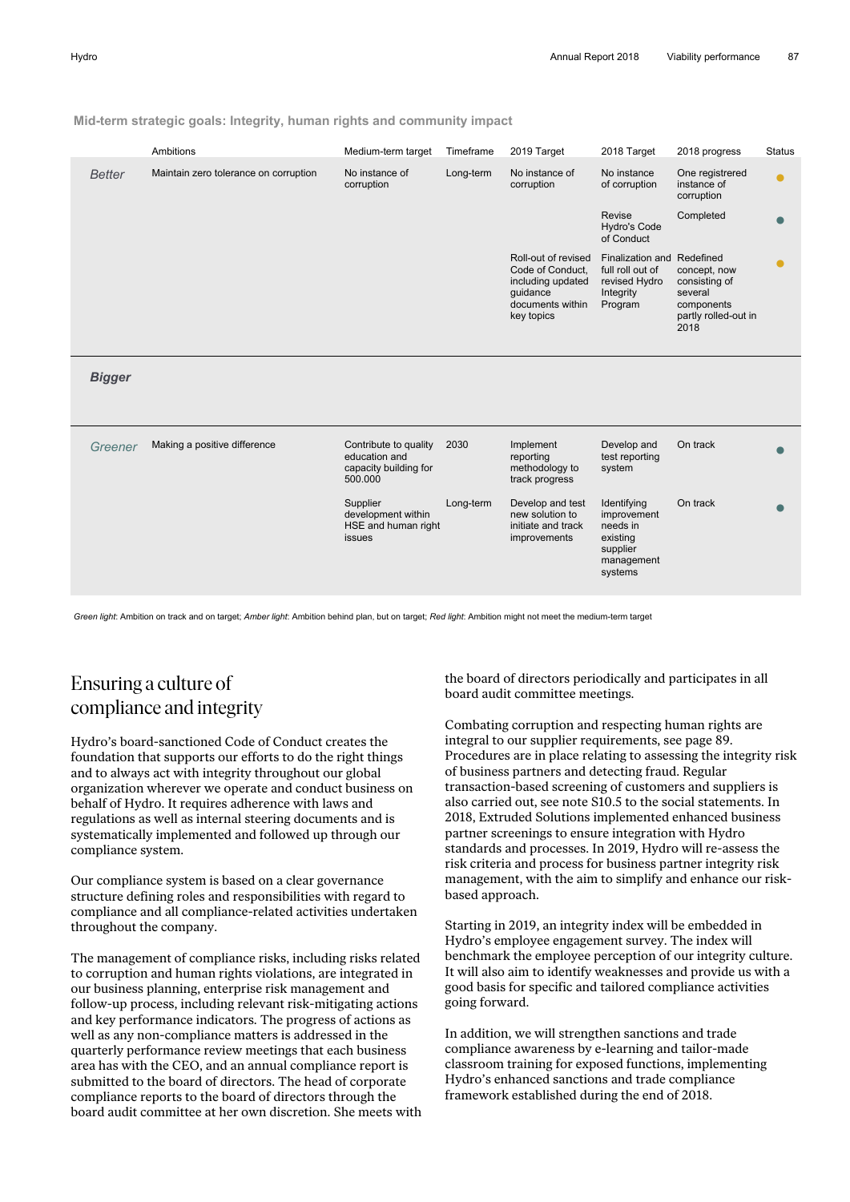**Mid-term strategic goals: Integrity, human rights and community impact**

| | Ambitions | Medium-term target | Timeframe | 2019 Target | 2018 Target | 2018 progress | Status |
|---|---|---|---|---|---|---|---|
| *Better* | Maintain zero tolerance on corruption | No instance of corruption | Long-term | No instance of corruption | No instance of corruption | One registered instance of corruption | Amber |
| | | | | | Revise Hydro's Code of Conduct | Completed | Green |
| | | | | Roll-out of revised Code of Conduct, including updated guidance documents within key topics | Finalization and full roll out of revised Hydro Integrity Program | Redefined concept, now consisting of several components partly rolled-out in 2018 | Amber |
| ***Bigger*** | | | | | | | |
| *Greener* | Making a positive difference | Contribute to quality education and capacity building for 500.000 | 2030 | Implement reporting methodology to track progress | Develop and test reporting system | On track | Green |
| | | Supplier development within HSE and human right issues | Long-term | Develop and test new solution to initiate and track improvements | Identifying improvement needs in existing supplier management systems | On track | Green |

*Green light*: Ambition on track and on target; *Amber light*: Ambition behind plan, but on target; *Red light*: Ambition might not meet the medium-term target

## Ensuring a culture of compliance and integrity

Hydro's board-sanctioned Code of Conduct creates the foundation that supports our efforts to do the right things and to always act with integrity throughout our global organization wherever we operate and conduct business on behalf of Hydro. It requires adherence with laws and regulations as well as internal steering documents and is systematically implemented and followed up through our compliance system.

Our compliance system is based on a clear governance structure defining roles and responsibilities with regard to compliance and all compliance-related activities undertaken throughout the company.

The management of compliance risks, including risks related to corruption and human rights violations, are integrated in our business planning, enterprise risk management and follow-up process, including relevant risk-mitigating actions and key performance indicators. The progress of actions as well as any non-compliance matters is addressed in the quarterly performance review meetings that each business area has with the CEO, and an annual compliance report is submitted to the board of directors. The head of corporate compliance reports to the board of directors through the board audit committee at her own discretion. She meets with the board of directors periodically and participates in all board audit committee meetings.

Combating corruption and respecting human rights are integral to our supplier requirements, see page 89. Procedures are in place relating to assessing the integrity risk of business partners and detecting fraud. Regular transaction-based screening of customers and suppliers is also carried out, see note S10.5 to the social statements. In 2018, Extruded Solutions implemented enhanced business partner screenings to ensure integration with Hydro standards and processes. In 2019, Hydro will re-assess the risk criteria and process for business partner integrity risk management, with the aim to simplify and enhance our risk-based approach.

Starting in 2019, an integrity index will be embedded in Hydro's employee engagement survey. The index will benchmark the employee perception of our integrity culture. It will also aim to identify weaknesses and provide us with a good basis for specific and tailored compliance activities going forward.

In addition, we will strengthen sanctions and trade compliance awareness by e-learning and tailor-made classroom training for exposed functions, implementing Hydro's enhanced sanctions and trade compliance framework established during the end of 2018.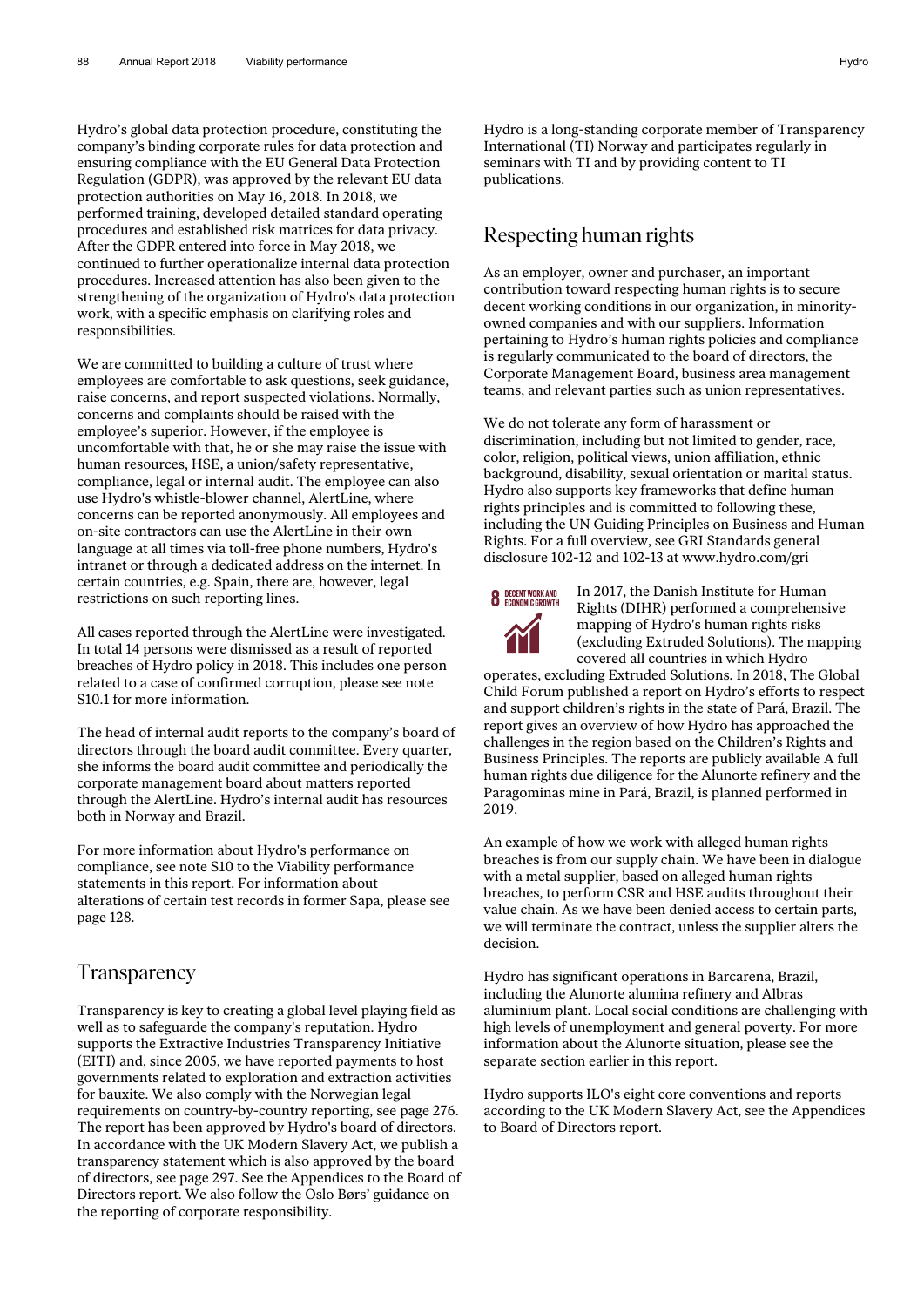Hydro's global data protection procedure, constituting the company's binding corporate rules for data protection and ensuring compliance with the EU General Data Protection Regulation (GDPR), was approved by the relevant EU data protection authorities on May 16, 2018. In 2018, we performed training, developed detailed standard operating procedures and established risk matrices for data privacy. After the GDPR entered into force in May 2018, we continued to further operationalize internal data protection procedures. Increased attention has also been given to the strengthening of the organization of Hydro's data protection work, with a specific emphasis on clarifying roles and responsibilities.

We are committed to building a culture of trust where employees are comfortable to ask questions, seek guidance, raise concerns, and report suspected violations. Normally, concerns and complaints should be raised with the employee's superior. However, if the employee is uncomfortable with that, he or she may raise the issue with human resources, HSE, a union/safety representative, compliance, legal or internal audit. The employee can also use Hydro's whistle-blower channel, AlertLine, where concerns can be reported anonymously. All employees and on-site contractors can use the AlertLine in their own language at all times via toll-free phone numbers, Hydro's intranet or through a dedicated address on the internet. In certain countries, e.g. Spain, there are, however, legal restrictions on such reporting lines.

All cases reported through the AlertLine were investigated. In total 14 persons were dismissed as a result of reported breaches of Hydro policy in 2018. This includes one person related to a case of confirmed corruption, please see note S10.1 for more information.

The head of internal audit reports to the company's board of directors through the board audit committee. Every quarter, she informs the board audit committee and periodically the corporate management board about matters reported through the AlertLine. Hydro's internal audit has resources both in Norway and Brazil.

For more information about Hydro's performance on compliance, see note S10 to the Viability performance statements in this report. For information about alterations of certain test records in former Sapa, please see page 128.

## Transparency

Transparency is key to creating a global level playing field as well as to safeguarde the company's reputation. Hydro supports the Extractive Industries Transparency Initiative (EITI) and, since 2005, we have reported payments to host governments related to exploration and extraction activities for bauxite. We also comply with the Norwegian legal requirements on country-by-country reporting, see page 276. The report has been approved by Hydro's board of directors. In accordance with the UK Modern Slavery Act, we publish a transparency statement which is also approved by the board of directors, see page 297. See the Appendices to the Board of Directors report. We also follow the Oslo Børs' guidance on the reporting of corporate responsibility.

Hydro is a long-standing corporate member of Transparency International (TI) Norway and participates regularly in seminars with TI and by providing content to TI publications.

## Respecting human rights

As an employer, owner and purchaser, an important contribution toward respecting human rights is to secure decent working conditions in our organization, in minority-owned companies and with our suppliers. Information pertaining to Hydro's human rights policies and compliance is regularly communicated to the board of directors, the Corporate Management Board, business area management teams, and relevant parties such as union representatives.

We do not tolerate any form of harassment or discrimination, including but not limited to gender, race, color, religion, political views, union affiliation, ethnic background, disability, sexual orientation or marital status. Hydro also supports key frameworks that define human rights principles and is committed to following these, including the UN Guiding Principles on Business and Human Rights. For a full overview, see GRI Standards general disclosure 102-12 and 102-13 at www.hydro.com/gri

8 DECENT WORK AND ECONOMIC GROWTH

In 2017, the Danish Institute for Human Rights (DIHR) performed a comprehensive mapping of Hydro's human rights risks (excluding Extruded Solutions). The mapping covered all countries in which Hydro operates, excluding Extruded Solutions. In 2018, The Global Child Forum published a report on Hydro's efforts to respect and support children's rights in the state of Pará, Brazil. The report gives an overview of how Hydro has approached the challenges in the region based on the Children's Rights and Business Principles. The reports are publicly available A full human rights due diligence for the Alunorte refinery and the Paragominas mine in Pará, Brazil, is planned performed in 2019.

An example of how we work with alleged human rights breaches is from our supply chain. We have been in dialogue with a metal supplier, based on alleged human rights breaches, to perform CSR and HSE audits throughout their value chain. As we have been denied access to certain parts, we will terminate the contract, unless the supplier alters the decision.

Hydro has significant operations in Barcarena, Brazil, including the Alunorte alumina refinery and Albras aluminium plant. Local social conditions are challenging with high levels of unemployment and general poverty. For more information about the Alunorte situation, please see the separate section earlier in this report.

Hydro supports ILO's eight core conventions and reports according to the UK Modern Slavery Act, see the Appendices to Board of Directors report.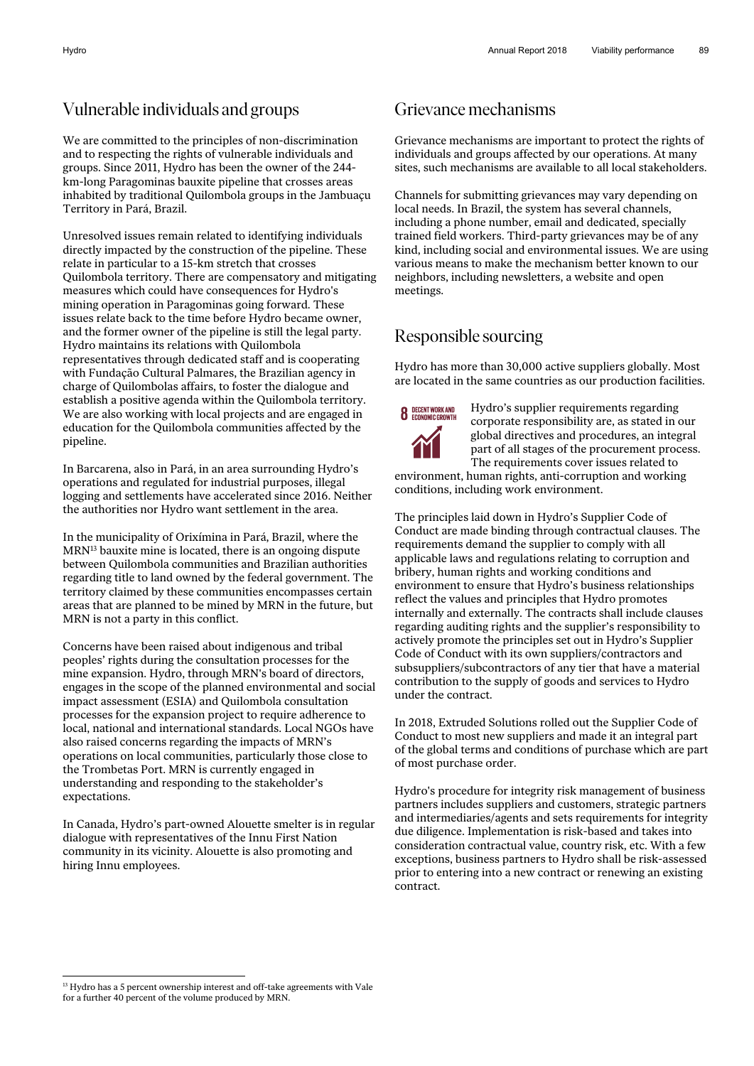## Vulnerable individuals and groups

We are committed to the principles of non-discrimination and to respecting the rights of vulnerable individuals and groups. Since 2011, Hydro has been the owner of the 244-km-long Paragominas bauxite pipeline that crosses areas inhabited by traditional Quilombola groups in the Jambuaçu Territory in Pará, Brazil.

Unresolved issues remain related to identifying individuals directly impacted by the construction of the pipeline. These relate in particular to a 15-km stretch that crosses Quilombola territory. There are compensatory and mitigating measures which could have consequences for Hydro's mining operation in Paragominas going forward. These issues relate back to the time before Hydro became owner, and the former owner of the pipeline is still the legal party. Hydro maintains its relations with Quilombola representatives through dedicated staff and is cooperating with Fundação Cultural Palmares, the Brazilian agency in charge of Quilombolas affairs, to foster the dialogue and establish a positive agenda within the Quilombola territory. We are also working with local projects and are engaged in education for the Quilombola communities affected by the pipeline.

In Barcarena, also in Pará, in an area surrounding Hydro's operations and regulated for industrial purposes, illegal logging and settlements have accelerated since 2016. Neither the authorities nor Hydro want settlement in the area.

In the municipality of Oriximina in Pará, Brazil, where the MRN[13] bauxite mine is located, there is an ongoing dispute between Quilombola communities and Brazilian authorities regarding title to land owned by the federal government. The territory claimed by these communities encompasses certain areas that are planned to be mined by MRN in the future, but MRN is not a party in this conflict.

Concerns have been raised about indigenous and tribal peoples' rights during the consultation processes for the mine expansion. Hydro, through MRN's board of directors, engages in the scope of the planned environmental and social impact assessment (ESIA) and Quilombola consultation processes for the expansion project to require adherence to local, national and international standards. Local NGOs have also raised concerns regarding the impacts of MRN's operations on local communities, particularly those close to the Trombetas Port. MRN is currently engaged in understanding and responding to the stakeholder's expectations.

In Canada, Hydro's part-owned Alouette smelter is in regular dialogue with representatives of the Innu First Nation community in its vicinity. Alouette is also promoting and hiring Innu employees.

## Grievance mechanisms

Grievance mechanisms are important to protect the rights of individuals and groups affected by our operations. At many sites, such mechanisms are available to all local stakeholders.

Channels for submitting grievances may vary depending on local needs. In Brazil, the system has several channels, including a phone number, email and dedicated, specially trained field workers. Third-party grievances may be of any kind, including social and environmental issues. We are using various means to make the mechanism better known to our neighbors, including newsletters, a website and open meetings.

## Responsible sourcing

Hydro has more than 30,000 active suppliers globally. Most are located in the same countries as our production facilities.

8 DECENT WORK AND ECONOMIC GROWTH

Hydro's supplier requirements regarding corporate responsibility are, as stated in our global directives and procedures, an integral part of all stages of the procurement process. The requirements cover issues related to environment, human rights, anti-corruption and working conditions, including work environment.

The principles laid down in Hydro's Supplier Code of Conduct are made binding through contractual clauses. The requirements demand the supplier to comply with all applicable laws and regulations relating to corruption and bribery, human rights and working conditions and environment to ensure that Hydro's business relationships reflect the values and principles that Hydro promotes internally and externally. The contracts shall include clauses regarding auditing rights and the supplier's responsibility to actively promote the principles set out in Hydro's Supplier Code of Conduct with its own suppliers/contractors and subsuppliers/subcontractors of any tier that have a material contribution to the supply of goods and services to Hydro under the contract.

In 2018, Extruded Solutions rolled out the Supplier Code of Conduct to most new suppliers and made it an integral part of the global terms and conditions of purchase which are part of most purchase order.

Hydro's procedure for integrity risk management of business partners includes suppliers and customers, strategic partners and intermediaries/agents and sets requirements for integrity due diligence. Implementation is risk-based and takes into consideration contractual value, country risk, etc. With a few exceptions, business partners to Hydro shall be risk-assessed prior to entering into a new contract or renewing an existing contract.

---

[13] Hydro has a 5 percent ownership interest and off-take agreements with Vale for a further 40 percent of the volume produced by MRN.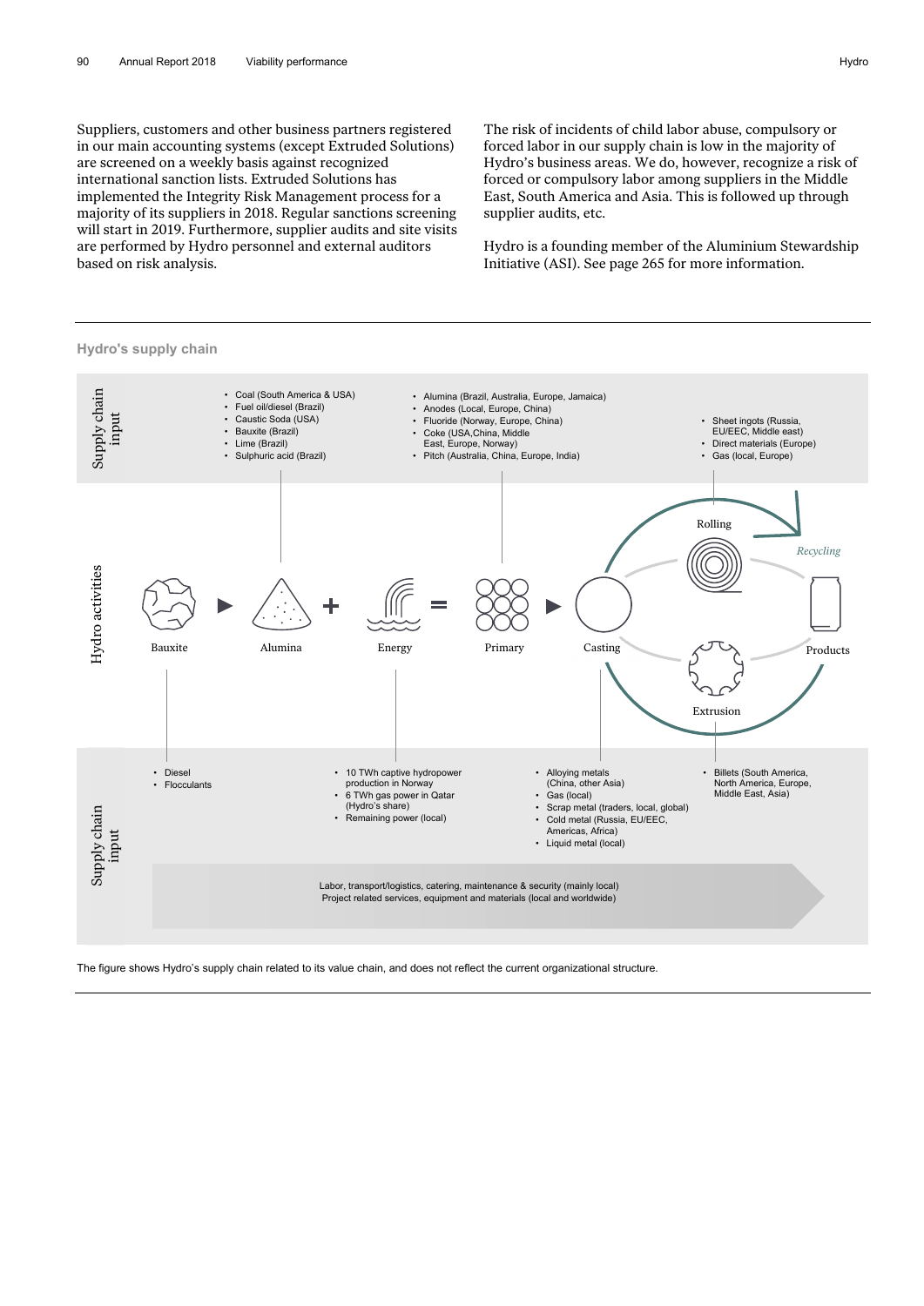Suppliers, customers and other business partners registered in our main accounting systems (except Extruded Solutions) are screened on a weekly basis against recognized international sanction lists. Extruded Solutions has implemented the Integrity Risk Management process for a majority of its suppliers in 2018. Regular sanctions screening will start in 2019. Furthermore, supplier audits and site visits are performed by Hydro personnel and external auditors based on risk analysis.

The risk of incidents of child labor abuse, compulsory or forced labor in our supply chain is low in the majority of Hydro's business areas. We do, however, recognize a risk of forced or compulsory labor among suppliers in the Middle East, South America and Asia. This is followed up through supplier audits, etc.

Hydro is a founding member of the Aluminium Stewardship Initiative (ASI). See page 265 for more information.

## Hydro's supply chain

**Supply chain input**

- Coal (South America & USA)
- Fuel oil/diesel (Brazil)
- Caustic Soda (USA)
- Bauxite (Brazil)
- Lime (Brazil)
- Sulphuric acid (Brazil)

- Alumina (Brazil, Australia, Europe, Jamaica)
- Anodes (Local, Europe, China)
- Fluoride (Norway, Europe, China)
- Coke (USA,China, Middle East, Europe, Norway)
- Pitch (Australia, China, Europe, India)

- Sheet ingots (Russia, EU/EEC, Middle east)
- Direct materials (Europe)
- Gas (local, Europe)

**Hydro activities**

Bauxite ▶ Alumina + Energy = Primary ▶ Casting — Rolling — Extrusion — Products — *Recycling*

**Supply chain input**

- Diesel
- Flocculants

- 10 TWh captive hydropower production in Norway
- 6 TWh gas power in Qatar (Hydro's share)
- Remaining power (local)

- Alloying metals (China, other Asia)
- Gas (local)
- Scrap metal (traders, local, global)
- Cold metal (Russia, EU/EEC, Americas, Africa)
- Liquid metal (local)

- Billets (South America, North America, Europe, Middle East, Asia)

Labor, transport/logistics, catering, maintenance & security (mainly local)
Project related services, equipment and materials (local and worldwide)

The figure shows Hydro's supply chain related to its value chain, and does not reflect the current organizational structure.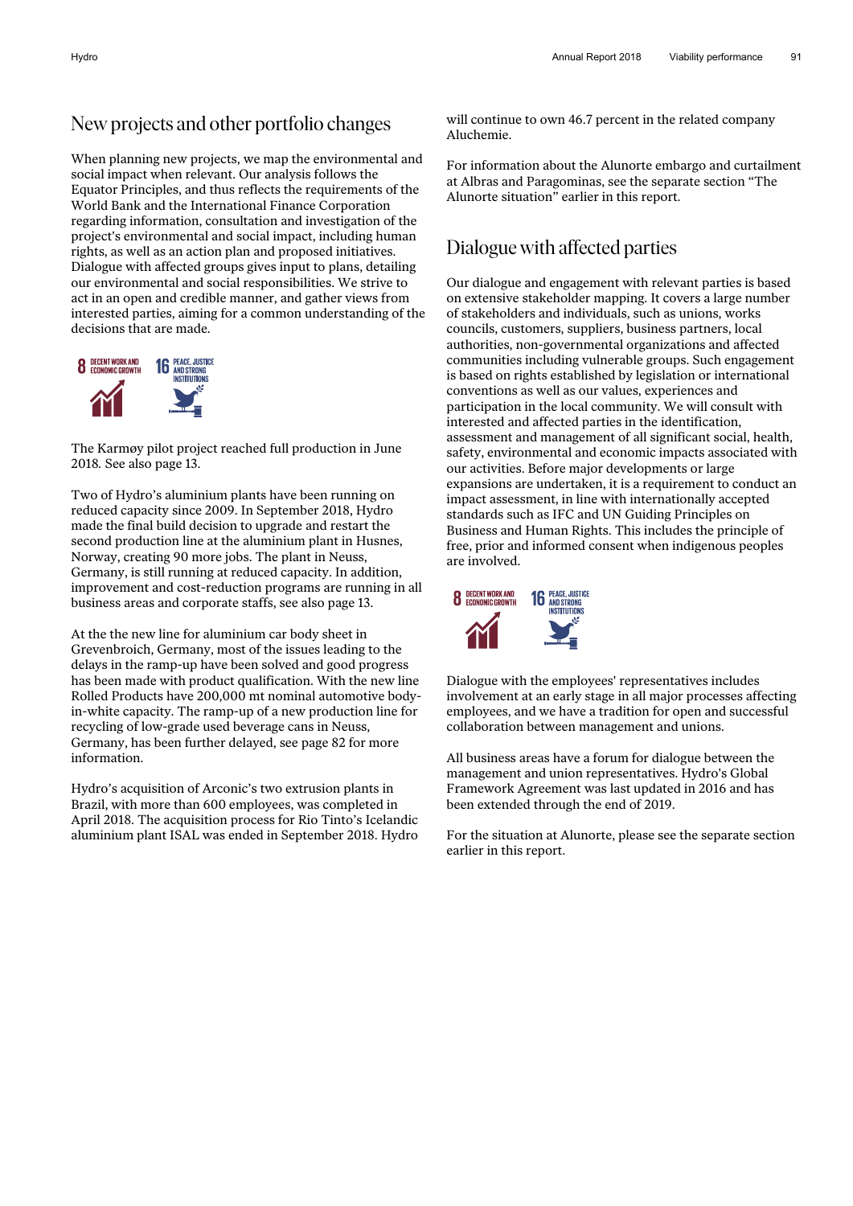## New projects and other portfolio changes

When planning new projects, we map the environmental and social impact when relevant. Our analysis follows the Equator Principles, and thus reflects the requirements of the World Bank and the International Finance Corporation regarding information, consultation and investigation of the project's environmental and social impact, including human rights, as well as an action plan and proposed initiatives. Dialogue with affected groups gives input to plans, detailing our environmental and social responsibilities. We strive to act in an open and credible manner, and gather views from interested parties, aiming for a common understanding of the decisions that are made.

8 DECENT WORK AND ECONOMIC GROWTH

16 PEACE, JUSTICE AND STRONG INSTITUTIONS

The Karmøy pilot project reached full production in June 2018. See also page 13.

Two of Hydro's aluminium plants have been running on reduced capacity since 2009. In September 2018, Hydro made the final build decision to upgrade and restart the second production line at the aluminium plant in Husnes, Norway, creating 90 more jobs. The plant in Neuss, Germany, is still running at reduced capacity. In addition, improvement and cost-reduction programs are running in all business areas and corporate staffs, see also page 13.

At the the new line for aluminium car body sheet in Grevenbroich, Germany, most of the issues leading to the delays in the ramp-up have been solved and good progress has been made with product qualification. With the new line Rolled Products have 200,000 mt nominal automotive body-in-white capacity. The ramp-up of a new production line for recycling of low-grade used beverage cans in Neuss, Germany, has been further delayed, see page 82 for more information.

Hydro's acquisition of Arconic's two extrusion plants in Brazil, with more than 600 employees, was completed in April 2018. The acquisition process for Rio Tinto's Icelandic aluminium plant ISAL was ended in September 2018. Hydro will continue to own 46.7 percent in the related company Aluchemie.

For information about the Alunorte embargo and curtailment at Albras and Paragominas, see the separate section "The Alunorte situation" earlier in this report.

## Dialogue with affected parties

Our dialogue and engagement with relevant parties is based on extensive stakeholder mapping. It covers a large number of stakeholders and individuals, such as unions, works councils, customers, suppliers, business partners, local authorities, non-governmental organizations and affected communities including vulnerable groups. Such engagement is based on rights established by legislation or international conventions as well as our values, experiences and participation in the local community. We will consult with interested and affected parties in the identification, assessment and management of all significant social, health, safety, environmental and economic impacts associated with our activities. Before major developments or large expansions are undertaken, it is a requirement to conduct an impact assessment, in line with internationally accepted standards such as IFC and UN Guiding Principles on Business and Human Rights. This includes the principle of free, prior and informed consent when indigenous peoples are involved.

8 DECENT WORK AND ECONOMIC GROWTH

16 PEACE, JUSTICE AND STRONG INSTITUTIONS

Dialogue with the employees' representatives includes involvement at an early stage in all major processes affecting employees, and we have a tradition for open and successful collaboration between management and unions.

All business areas have a forum for dialogue between the management and union representatives. Hydro's Global Framework Agreement was last updated in 2016 and has been extended through the end of 2019.

For the situation at Alunorte, please see the separate section earlier in this report.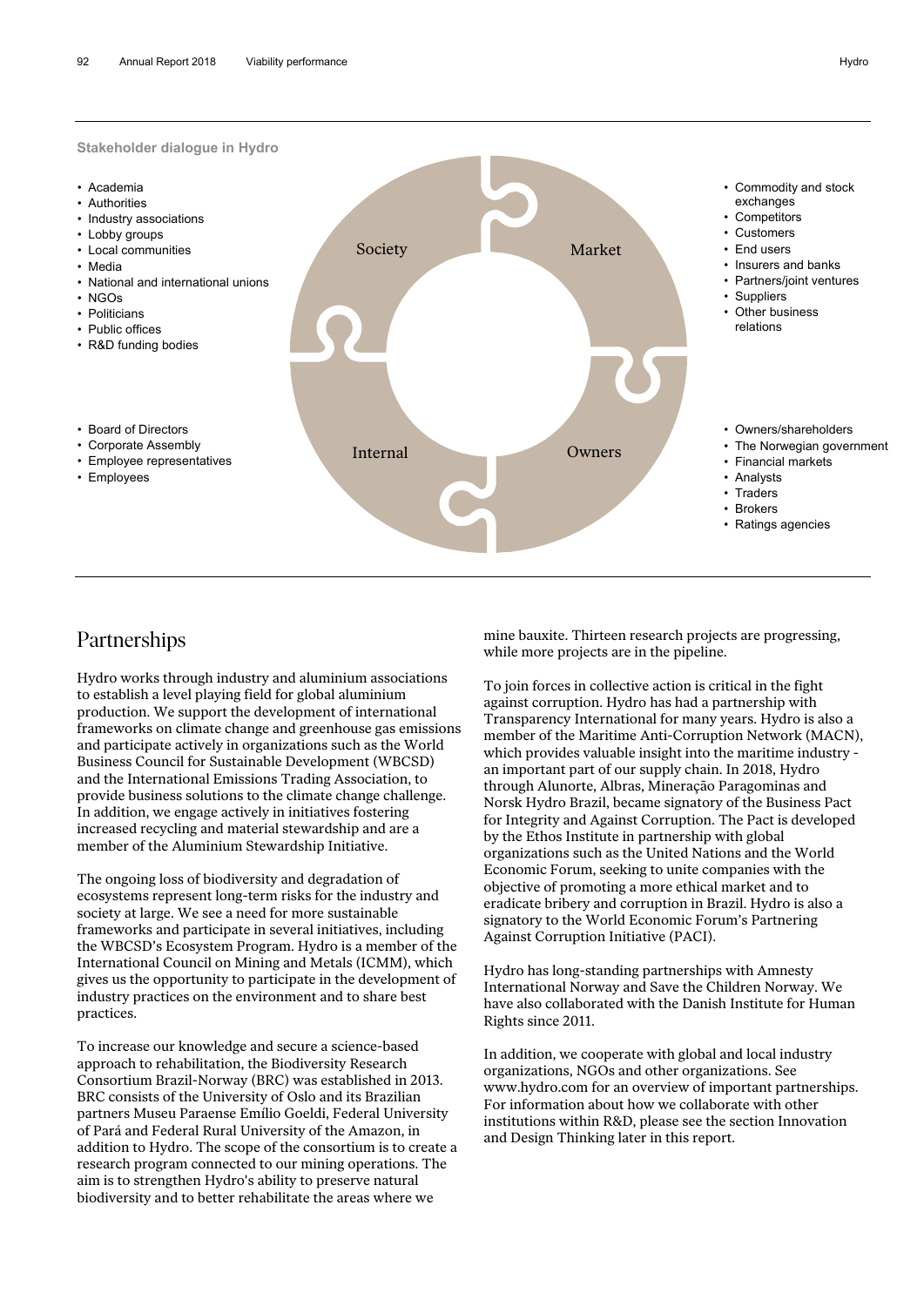**Stakeholder dialogue in Hydro**

**Society**

- Academia
- Authorities
- Industry associations
- Lobby groups
- Local communities
- Media
- National and international unions
- NGOs
- Politicians
- Public offices
- R&D funding bodies

**Market**

- Commodity and stock exchanges
- Competitors
- Customers
- End users
- Insurers and banks
- Partners/joint ventures
- Suppliers
- Other business relations

**Internal**

- Board of Directors
- Corporate Assembly
- Employee representatives
- Employees

**Owners**

- Owners/shareholders
- The Norwegian government
- Financial markets
- Analysts
- Traders
- Brokers
- Ratings agencies

# Partnerships

Hydro works through industry and aluminium associations to establish a level playing field for global aluminium production. We support the development of international frameworks on climate change and greenhouse gas emissions and participate actively in organizations such as the World Business Council for Sustainable Development (WBCSD) and the International Emissions Trading Association, to provide business solutions to the climate change challenge. In addition, we engage actively in initiatives fostering increased recycling and material stewardship and are a member of the Aluminium Stewardship Initiative.

The ongoing loss of biodiversity and degradation of ecosystems represent long-term risks for the industry and society at large. We see a need for more sustainable frameworks and participate in several initiatives, including the WBCSD's Ecosystem Program. Hydro is a member of the International Council on Mining and Metals (ICMM), which gives us the opportunity to participate in the development of industry practices on the environment and to share best practices.

To increase our knowledge and secure a science-based approach to rehabilitation, the Biodiversity Research Consortium Brazil-Norway (BRC) was established in 2013. BRC consists of the University of Oslo and its Brazilian partners Museu Paraense Emílio Goeldi, Federal University of Pará and Federal Rural University of the Amazon, in addition to Hydro. The scope of the consortium is to create a research program connected to our mining operations. The aim is to strengthen Hydro's ability to preserve natural biodiversity and to better rehabilitate the areas where we mine bauxite. Thirteen research projects are progressing, while more projects are in the pipeline.

To join forces in collective action is critical in the fight against corruption. Hydro has had a partnership with Transparency International for many years. Hydro is also a member of the Maritime Anti-Corruption Network (MACN), which provides valuable insight into the maritime industry - an important part of our supply chain. In 2018, Hydro through Alunorte, Albras, Mineração Paragominas and Norsk Hydro Brazil, became signatory of the Business Pact for Integrity and Against Corruption. The Pact is developed by the Ethos Institute in partnership with global organizations such as the United Nations and the World Economic Forum, seeking to unite companies with the objective of promoting a more ethical market and to eradicate bribery and corruption in Brazil. Hydro is also a signatory to the World Economic Forum's Partnering Against Corruption Initiative (PACI).

Hydro has long-standing partnerships with Amnesty International Norway and Save the Children Norway. We have also collaborated with the Danish Institute for Human Rights since 2011.

In addition, we cooperate with global and local industry organizations, NGOs and other organizations. See www.hydro.com for an overview of important partnerships. For information about how we collaborate with other institutions within R&D, please see the section Innovation and Design Thinking later in this report.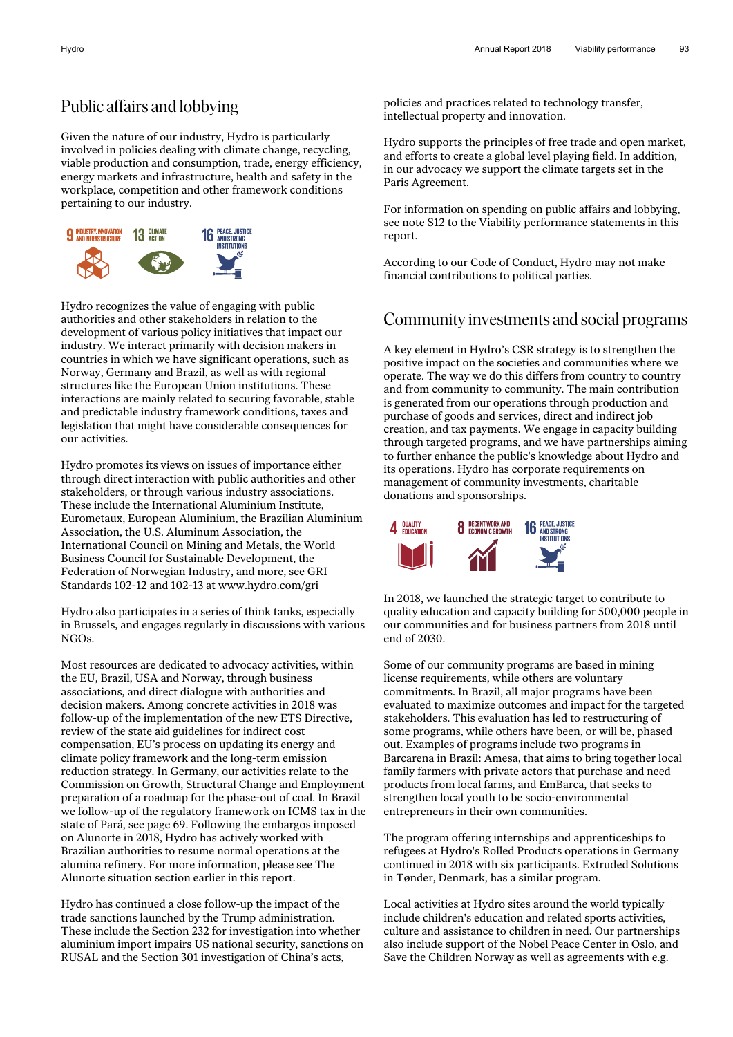## Public affairs and lobbying

Given the nature of our industry, Hydro is particularly involved in policies dealing with climate change, recycling, viable production and consumption, trade, energy efficiency, energy markets and infrastructure, health and safety in the workplace, competition and other framework conditions pertaining to our industry.

9 INDUSTRY, INNOVATION AND INFRASTRUCTURE | 13 CLIMATE ACTION | 16 PEACE, JUSTICE AND STRONG INSTITUTIONS

Hydro recognizes the value of engaging with public authorities and other stakeholders in relation to the development of various policy initiatives that impact our industry. We interact primarily with decision makers in countries in which we have significant operations, such as Norway, Germany and Brazil, as well as with regional structures like the European Union institutions. These interactions are mainly related to securing favorable, stable and predictable industry framework conditions, taxes and legislation that might have considerable consequences for our activities.

Hydro promotes its views on issues of importance either through direct interaction with public authorities and other stakeholders, or through various industry associations. These include the International Aluminium Institute, Eurometaux, European Aluminium, the Brazilian Aluminium Association, the U.S. Aluminum Association, the International Council on Mining and Metals, the World Business Council for Sustainable Development, the Federation of Norwegian Industry, and more, see GRI Standards 102-12 and 102-13 at www.hydro.com/gri

Hydro also participates in a series of think tanks, especially in Brussels, and engages regularly in discussions with various NGOs.

Most resources are dedicated to advocacy activities, within the EU, Brazil, USA and Norway, through business associations, and direct dialogue with authorities and decision makers. Among concrete activities in 2018 was follow-up of the implementation of the new ETS Directive, review of the state aid guidelines for indirect cost compensation, EU's process on updating its energy and climate policy framework and the long-term emission reduction strategy. In Germany, our activities relate to the Commission on Growth, Structural Change and Employment preparation of a roadmap for the phase-out of coal. In Brazil we follow-up of the regulatory framework on ICMS tax in the state of Pará, see page 69. Following the embargos imposed on Alunorte in 2018, Hydro has actively worked with Brazilian authorities to resume normal operations at the alumina refinery. For more information, please see The Alunorte situation section earlier in this report.

Hydro has continued a close follow-up the impact of the trade sanctions launched by the Trump administration. These include the Section 232 for investigation into whether aluminium import impairs US national security, sanctions on RUSAL and the Section 301 investigation of China's acts, policies and practices related to technology transfer, intellectual property and innovation.

Hydro supports the principles of free trade and open market, and efforts to create a global level playing field. In addition, in our advocacy we support the climate targets set in the Paris Agreement.

For information on spending on public affairs and lobbying, see note S12 to the Viability performance statements in this report.

According to our Code of Conduct, Hydro may not make financial contributions to political parties.

## Community investments and social programs

A key element in Hydro's CSR strategy is to strengthen the positive impact on the societies and communities where we operate. The way we do this differs from country to country and from community to community. The main contribution is generated from our operations through production and purchase of goods and services, direct and indirect job creation, and tax payments. We engage in capacity building through targeted programs, and we have partnerships aiming to further enhance the public's knowledge about Hydro and its operations. Hydro has corporate requirements on management of community investments, charitable donations and sponsorships.

4 QUALITY EDUCATION | 8 DECENT WORK AND ECONOMIC GROWTH | 16 PEACE, JUSTICE AND STRONG INSTITUTIONS

In 2018, we launched the strategic target to contribute to quality education and capacity building for 500,000 people in our communities and for business partners from 2018 until end of 2030.

Some of our community programs are based in mining license requirements, while others are voluntary commitments. In Brazil, all major programs have been evaluated to maximize outcomes and impact for the targeted stakeholders. This evaluation has led to restructuring of some programs, while others have been, or will be, phased out. Examples of programs include two programs in Barcarena in Brazil: Amesa, that aims to bring together local family farmers with private actors that purchase and need products from local farms, and EmBarca, that seeks to strengthen local youth to be socio-environmental entrepreneurs in their own communities.

The program offering internships and apprenticeships to refugees at Hydro's Rolled Products operations in Germany continued in 2018 with six participants. Extruded Solutions in Tønder, Denmark, has a similar program.

Local activities at Hydro sites around the world typically include children's education and related sports activities, culture and assistance to children in need. Our partnerships also include support of the Nobel Peace Center in Oslo, and Save the Children Norway as well as agreements with e.g.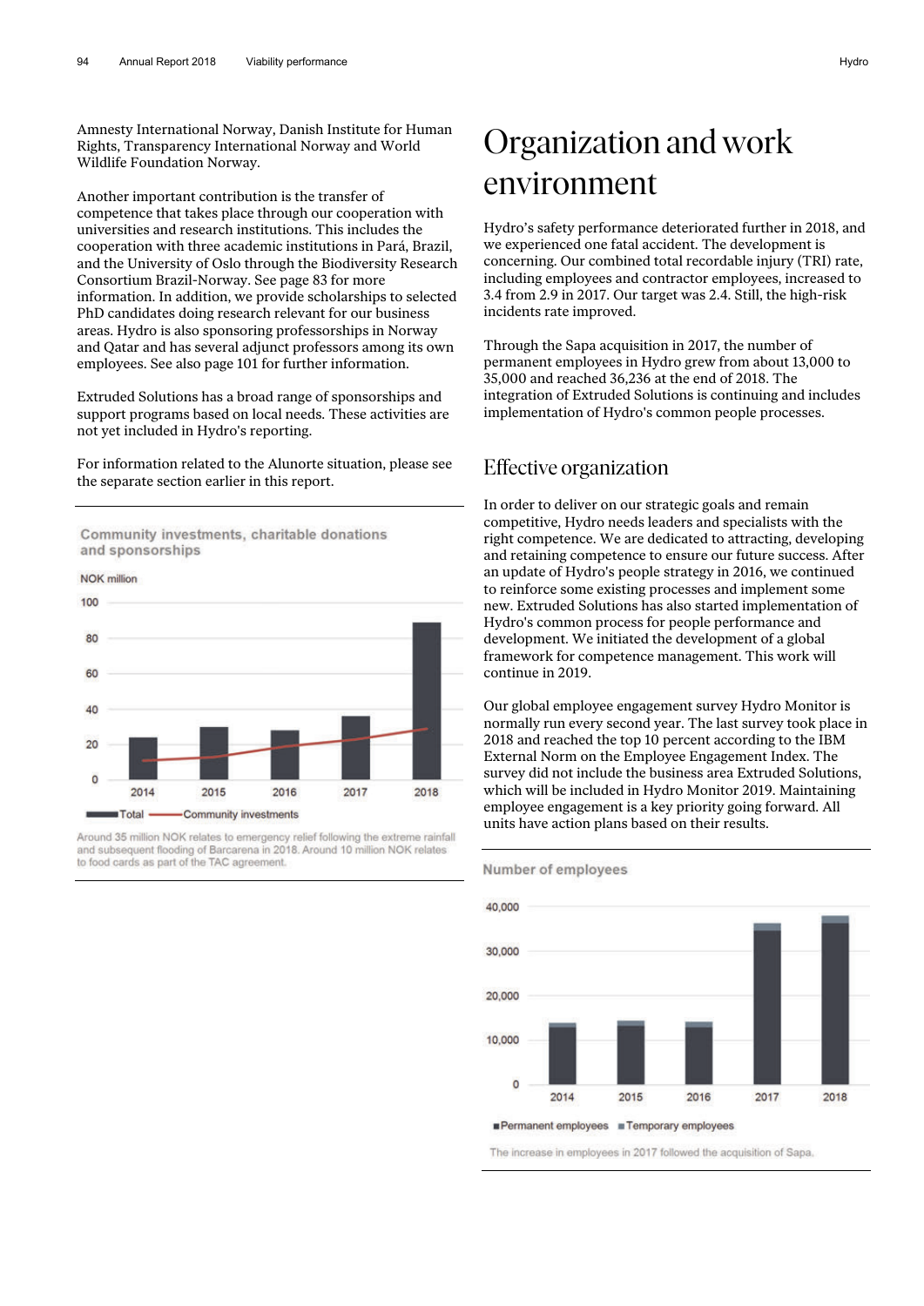Amnesty International Norway, Danish Institute for Human Rights, Transparency International Norway and World Wildlife Foundation Norway.

Another important contribution is the transfer of competence that takes place through our cooperation with universities and research institutions. This includes the cooperation with three academic institutions in Pará, Brazil, and the University of Oslo through the Biodiversity Research Consortium Brazil-Norway. See page 83 for more information. In addition, we provide scholarships to selected PhD candidates doing research relevant for our business areas. Hydro is also sponsoring professorships in Norway and Qatar and has several adjunct professors among its own employees. See also page 101 for further information.

Extruded Solutions has a broad range of sponsorships and support programs based on local needs. These activities are not yet included in Hydro's reporting.

For information related to the Alunorte situation, please see the separate section earlier in this report.

**Community investments, charitable donations and sponsorships**

NOK million

Legend: Total, Community investments

Around 35 million NOK relates to emergency relief following the extreme rainfall and subsequent flooding of Barcarena in 2018. Around 10 million NOK relates to food cards as part of the TAC agreement.

# Organization and work environment

Hydro's safety performance deteriorated further in 2018, and we experienced one fatal accident. The development is concerning. Our combined total recordable injury (TRI) rate, including employees and contractor employees, increased to 3.4 from 2.9 in 2017. Our target was 2.4. Still, the high-risk incidents rate improved.

Through the Sapa acquisition in 2017, the number of permanent employees in Hydro grew from about 13,000 to 35,000 and reached 36,236 at the end of 2018. The integration of Extruded Solutions is continuing and includes implementation of Hydro's common people processes.

## Effective organization

In order to deliver on our strategic goals and remain competitive, Hydro needs leaders and specialists with the right competence. We are dedicated to attracting, developing and retaining competence to ensure our future success. After an update of Hydro's people strategy in 2016, we continued to reinforce some existing processes and implement some new. Extruded Solutions has also started implementation of Hydro's common process for people performance and development. We initiated the development of a global framework for competence management. This work will continue in 2019.

Our global employee engagement survey Hydro Monitor is normally run every second year. The last survey took place in 2018 and reached the top 10 percent according to the IBM External Norm on the Employee Engagement Index. The survey did not include the business area Extruded Solutions, which will be included in Hydro Monitor 2019. Maintaining employee engagement is a key priority going forward. All units have action plans based on their results.

**Number of employees**

Legend: Permanent employees, Temporary employees

The increase in employees in 2017 followed the acquisition of Sapa.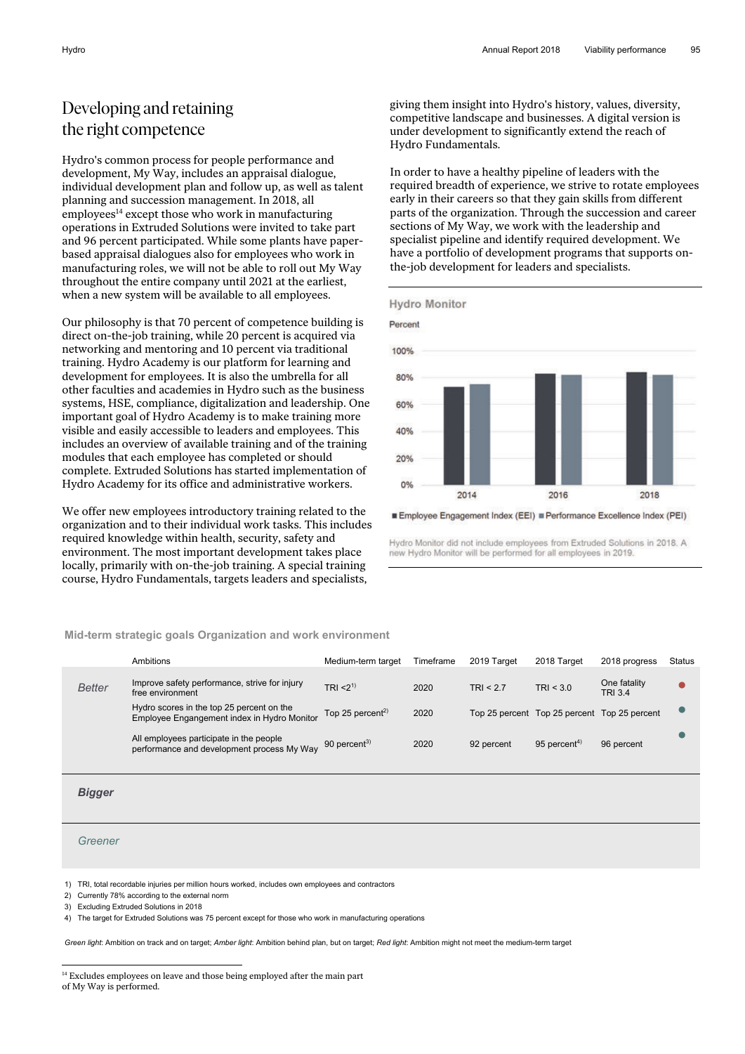# Developing and retaining the right competence

Hydro's common process for people performance and development, My Way, includes an appraisal dialogue, individual development plan and follow up, as well as talent planning and succession management. In 2018, all employees[14] except those who work in manufacturing operations in Extruded Solutions were invited to take part and 96 percent participated. While some plants have paper-based appraisal dialogues also for employees who work in manufacturing roles, we will not be able to roll out My Way throughout the entire company until 2021 at the earliest, when a new system will be available to all employees.

Our philosophy is that 70 percent of competence building is direct on-the-job training, while 20 percent is acquired via networking and mentoring and 10 percent via traditional training. Hydro Academy is our platform for learning and development for employees. It is also the umbrella for all other faculties and academies in Hydro such as the business systems, HSE, compliance, digitalization and leadership. One important goal of Hydro Academy is to make training more visible and easily accessible to leaders and employees. This includes an overview of available training and of the training modules that each employee has completed or should complete. Extruded Solutions has started implementation of Hydro Academy for its office and administrative workers.

We offer new employees introductory training related to the organization and to their individual work tasks. This includes required knowledge within health, security, safety and environment. The most important development takes place locally, primarily with on-the-job training. A special training course, Hydro Fundamentals, targets leaders and specialists, giving them insight into Hydro's history, values, diversity, competitive landscape and businesses. A digital version is under development to significantly extend the reach of Hydro Fundamentals.

In order to have a healthy pipeline of leaders with the required breadth of experience, we strive to rotate employees early in their careers so that they gain skills from different parts of the organization. Through the succession and career sections of My Way, we work with the leadership and specialist pipeline and identify required development. We have a portfolio of development programs that supports on-the-job development for leaders and specialists.

**Hydro Monitor**

Percent

| Year | Employee Engagement Index (EEI) | Performance Excellence Index (PEI) |
|---|---|---|
| 2014 | ~73% | ~76% |
| 2016 | ~83% | ~82% |
| 2018 | ~84% | ~82% |

Hydro Monitor did not include employees from Extruded Solutions in 2018. A new Hydro Monitor will be performed for all employees in 2019.

**Mid-term strategic goals Organization and work environment**

| | Ambitions | Medium-term target | Timeframe | 2019 Target | 2018 Target | 2018 progress | Status |
|---|---|---|---|---|---|---|---|
| *Better* | Improve safety performance, strive for injury free environment | TRI <2[1)] | 2020 | TRI < 2.7 | TRI < 3.0 | One fatality TRI 3.4 | Red |
| | Hydro scores in the top 25 percent on the Employee Engangement index in Hydro Monitor | Top 25 percent[2)] | 2020 | Top 25 percent | Top 25 percent | Top 25 percent | Green |
| | All employees participate in the people performance and development process My Way | 90 percent[3)] | 2020 | 92 percent | 95 percent[4)] | 96 percent | Green |
| ***Bigger*** | | | | | | | |
| *Greener* | | | | | | | |

1) TRI, total recordable injuries per million hours worked, includes own employees and contractors
2) Currently 78% according to the external norm
3) Excluding Extruded Solutions in 2018
4) The target for Extruded Solutions was 75 percent except for those who work in manufacturing operations

*Green light*: Ambition on track and on target; *Amber light*: Ambition behind plan, but on target; *Red light*: Ambition might not meet the medium-term target

[14] Excludes employees on leave and those being employed after the main part of My Way is performed.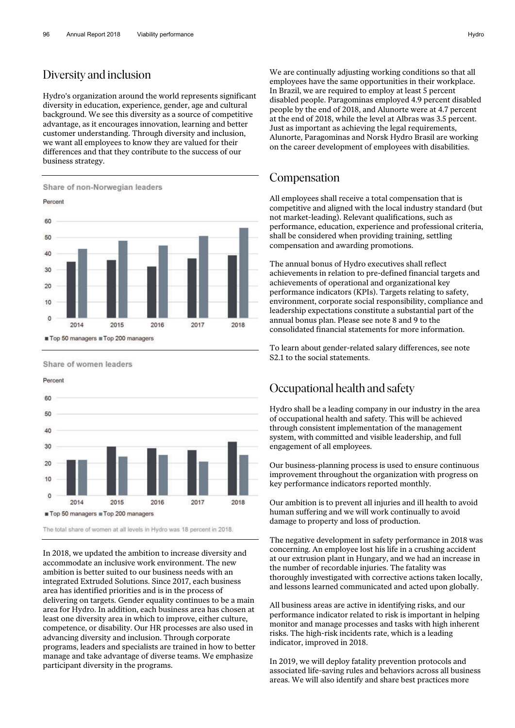## Diversity and inclusion

Hydro's organization around the world represents significant diversity in education, experience, gender, age and cultural background. We see this diversity as a source of competitive advantage, as it encourages innovation, learning and better customer understanding. Through diversity and inclusion, we want all employees to know they are valued for their differences and that they contribute to the success of our business strategy.

**Share of non-Norwegian leaders**

Percent

■ Top 50 managers ■ Top 200 managers

**Share of women leaders**

Percent

■ Top 50 managers ■ Top 200 managers

The total share of women at all levels in Hydro was 18 percent in 2018.

In 2018, we updated the ambition to increase diversity and accommodate an inclusive work environment. The new ambition is better suited to our business needs with an integrated Extruded Solutions. Since 2017, each business area has identified priorities and is in the process of delivering on targets. Gender equality continues to be a main area for Hydro. In addition, each business area has chosen at least one diversity area in which to improve, either culture, competence, or disability. Our HR processes are also used in advancing diversity and inclusion. Through corporate programs, leaders and specialists are trained in how to better manage and take advantage of diverse teams. We emphasize participant diversity in the programs.

We are continually adjusting working conditions so that all employees have the same opportunities in their workplace. In Brazil, we are required to employ at least 5 percent disabled people. Paragominas employed 4.9 percent disabled people by the end of 2018, and Alunorte were at 4.7 percent at the end of 2018, while the level at Albras was 3.5 percent. Just as important as achieving the legal requirements, Alunorte, Paragominas and Norsk Hydro Brasil are working on the career development of employees with disabilities.

## Compensation

All employees shall receive a total compensation that is competitive and aligned with the local industry standard (but not market-leading). Relevant qualifications, such as performance, education, experience and professional criteria, shall be considered when providing training, settling compensation and awarding promotions.

The annual bonus of Hydro executives shall reflect achievements in relation to pre-defined financial targets and achievements of operational and organizational key performance indicators (KPIs). Targets relating to safety, environment, corporate social responsibility, compliance and leadership expectations constitute a substantial part of the annual bonus plan. Please see note 8 and 9 to the consolidated financial statements for more information.

To learn about gender-related salary differences, see note S2.1 to the social statements.

## Occupational health and safety

Hydro shall be a leading company in our industry in the area of occupational health and safety. This will be achieved through consistent implementation of the management system, with committed and visible leadership, and full engagement of all employees.

Our business-planning process is used to ensure continuous improvement throughout the organization with progress on key performance indicators reported monthly.

Our ambition is to prevent all injuries and ill health to avoid human suffering and we will work continually to avoid damage to property and loss of production.

The negative development in safety performance in 2018 was concerning. An employee lost his life in a crushing accident at our extrusion plant in Hungary, and we had an increase in the number of recordable injuries. The fatality was thoroughly investigated with corrective actions taken locally, and lessons learned communicated and acted upon globally.

All business areas are active in identifying risks, and our performance indicator related to risk is important in helping monitor and manage processes and tasks with high inherent risks. The high-risk incidents rate, which is a leading indicator, improved in 2018.

In 2019, we will deploy fatality prevention protocols and associated life-saving rules and behaviors across all business areas. We will also identify and share best practices more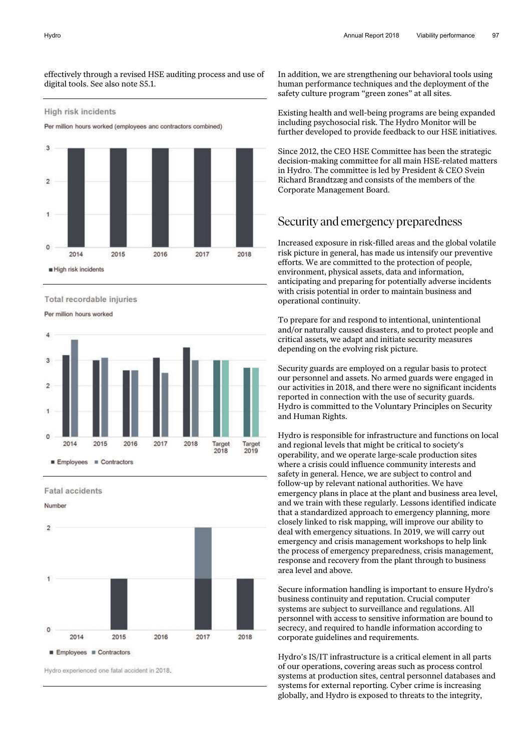effectively through a revised HSE auditing process and use of digital tools. See also note S5.1.

High risk incidents

Per million hours worked (employees anc contractors combined)

Total recordable injuries

Per million hours worked

Fatal accidents

Number

Hydro experienced one fatal accident in 2018.

In addition, we are strengthening our behavioral tools using human performance techniques and the deployment of the safety culture program "green zones" at all sites.

Existing health and well-being programs are being expanded including psychosocial risk. The Hydro Monitor will be further developed to provide feedback to our HSE initiatives.

Since 2012, the CEO HSE Committee has been the strategic decision-making committee for all main HSE-related matters in Hydro. The committee is led by President & CEO Svein Richard Brandtzæg and consists of the members of the Corporate Management Board.

## Security and emergency preparedness

Increased exposure in risk-filled areas and the global volatile risk picture in general, has made us intensify our preventive efforts. We are committed to the protection of people, environment, physical assets, data and information, anticipating and preparing for potentially adverse incidents with crisis potential in order to maintain business and operational continuity.

To prepare for and respond to intentional, unintentional and/or naturally caused disasters, and to protect people and critical assets, we adapt and initiate security measures depending on the evolving risk picture.

Security guards are employed on a regular basis to protect our personnel and assets. No armed guards were engaged in our activities in 2018, and there were no significant incidents reported in connection with the use of security guards. Hydro is committed to the Voluntary Principles on Security and Human Rights.

Hydro is responsible for infrastructure and functions on local and regional levels that might be critical to society's operability, and we operate large-scale production sites where a crisis could influence community interests and safety in general. Hence, we are subject to control and follow-up by relevant national authorities. We have emergency plans in place at the plant and business area level, and we train with these regularly. Lessons identified indicate that a standardized approach to emergency planning, more closely linked to risk mapping, will improve our ability to deal with emergency situations. In 2019, we will carry out emergency and crisis management workshops to help link the process of emergency preparedness, crisis management, response and recovery from the plant through to business area level and above.

Secure information handling is important to ensure Hydro's business continuity and reputation. Crucial computer systems are subject to surveillance and regulations. All personnel with access to sensitive information are bound to secrecy, and required to handle information according to corporate guidelines and requirements.

Hydro's IS/IT infrastructure is a critical element in all parts of our operations, covering areas such as process control systems at production sites, central personnel databases and systems for external reporting. Cyber crime is increasing globally, and Hydro is exposed to threats to the integrity,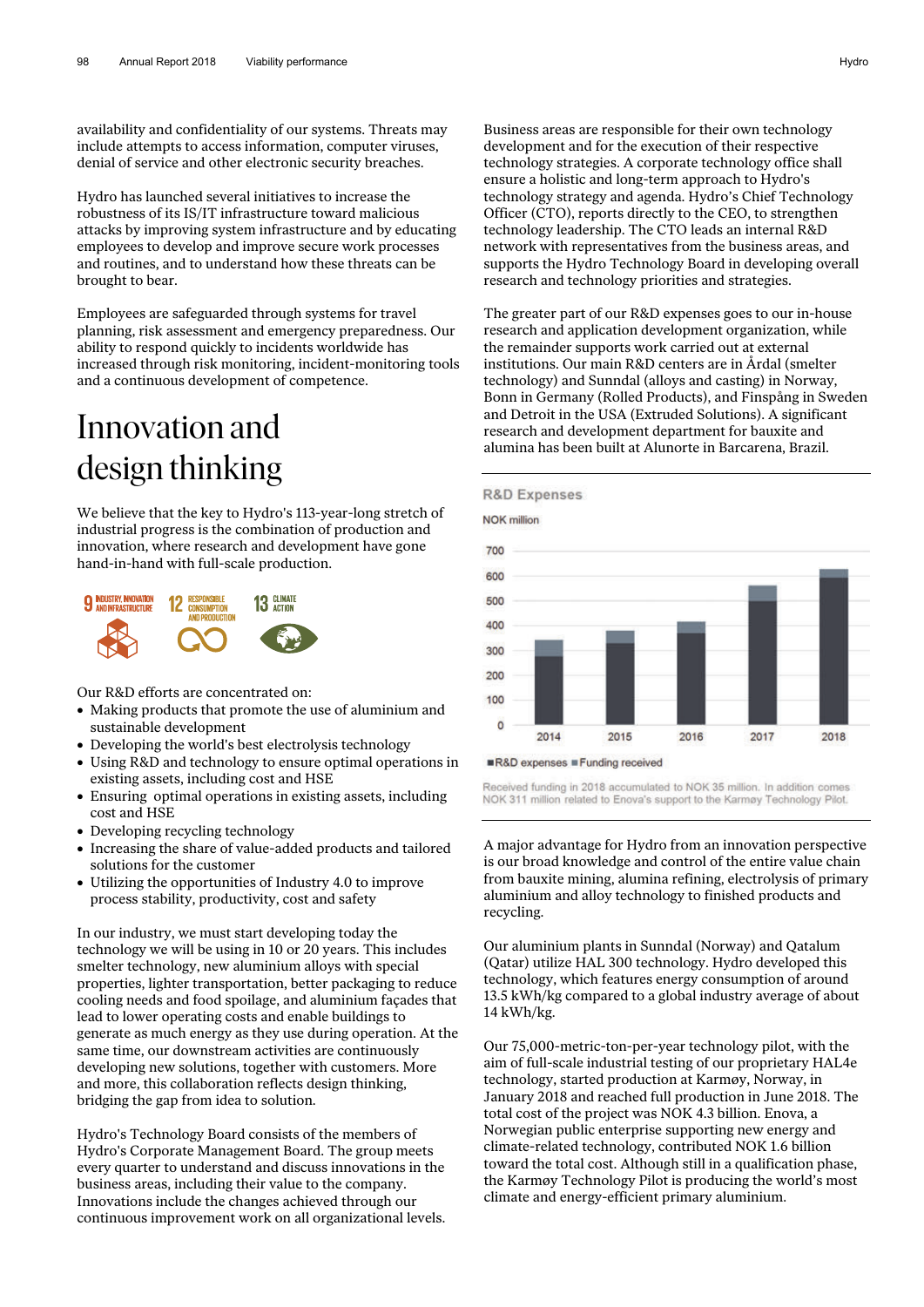availability and confidentiality of our systems. Threats may include attempts to access information, computer viruses, denial of service and other electronic security breaches.

Hydro has launched several initiatives to increase the robustness of its IS/IT infrastructure toward malicious attacks by improving system infrastructure and by educating employees to develop and improve secure work processes and routines, and to understand how these threats can be brought to bear.

Employees are safeguarded through systems for travel planning, risk assessment and emergency preparedness. Our ability to respond quickly to incidents worldwide has increased through risk monitoring, incident-monitoring tools and a continuous development of competence.

# Innovation and design thinking

We believe that the key to Hydro's 113-year-long stretch of industrial progress is the combination of production and innovation, where research and development have gone hand-in-hand with full-scale production.

9 INDUSTRY, INNOVATION AND INFRASTRUCTURE | 12 RESPONSIBLE CONSUMPTION AND PRODUCTION | 13 CLIMATE ACTION

Our R&D efforts are concentrated on:

- Making products that promote the use of aluminium and sustainable development
- Developing the world's best electrolysis technology
- Using R&D and technology to ensure optimal operations in existing assets, including cost and HSE
- Ensuring optimal operations in existing assets, including cost and HSE
- Developing recycling technology
- Increasing the share of value-added products and tailored solutions for the customer
- Utilizing the opportunities of Industry 4.0 to improve process stability, productivity, cost and safety

In our industry, we must start developing today the technology we will be using in 10 or 20 years. This includes smelter technology, new aluminium alloys with special properties, lighter transportation, better packaging to reduce cooling needs and food spoilage, and aluminium façades that lead to lower operating costs and enable buildings to generate as much energy as they use during operation. At the same time, our downstream activities are continuously developing new solutions, together with customers. More and more, this collaboration reflects design thinking, bridging the gap from idea to solution.

Hydro's Technology Board consists of the members of Hydro's Corporate Management Board. The group meets every quarter to understand and discuss innovations in the business areas, including their value to the company. Innovations include the changes achieved through our continuous improvement work on all organizational levels.

Business areas are responsible for their own technology development and for the execution of their respective technology strategies. A corporate technology office shall ensure a holistic and long-term approach to Hydro's technology strategy and agenda. Hydro's Chief Technology Officer (CTO), reports directly to the CEO, to strengthen technology leadership. The CTO leads an internal R&D network with representatives from the business areas, and supports the Hydro Technology Board in developing overall research and technology priorities and strategies.

The greater part of our R&D expenses goes to our in-house research and application development organization, while the remainder supports work carried out at external institutions. Our main R&D centers are in Årdal (smelter technology) and Sunndal (alloys and casting) in Norway, Bonn in Germany (Rolled Products), and Finspång in Sweden and Detroit in the USA (Extruded Solutions). A significant research and development department for bauxite and alumina has been built at Alunorte in Barcarena, Brazil.

**R&D Expenses**

NOK million

| | 2014 | 2015 | 2016 | 2017 | 2018 |
|---|---|---|---|---|---|
| R&D expenses (approx.) | 270 | 330 | 370 | 500 | 590 |
| Funding received (approx.) | 70 | 50 | 45 | 55 | 35 |

Received funding in 2018 accumulated to NOK 35 million. In addition comes NOK 311 million related to Enova's support to the Karmøy Technology Pilot.

A major advantage for Hydro from an innovation perspective is our broad knowledge and control of the entire value chain from bauxite mining, alumina refining, electrolysis of primary aluminium and alloy technology to finished products and recycling.

Our aluminium plants in Sunndal (Norway) and Qatalum (Qatar) utilize HAL 300 technology. Hydro developed this technology, which features energy consumption of around 13.5 kWh/kg compared to a global industry average of about 14 kWh/kg.

Our 75,000-metric-ton-per-year technology pilot, with the aim of full-scale industrial testing of our proprietary HAL4e technology, started production at Karmøy, Norway, in January 2018 and reached full production in June 2018. The total cost of the project was NOK 4.3 billion. Enova, a Norwegian public enterprise supporting new energy and climate-related technology, contributed NOK 1.6 billion toward the total cost. Although still in a qualification phase, the Karmøy Technology Pilot is producing the world's most climate and energy-efficient primary aluminium.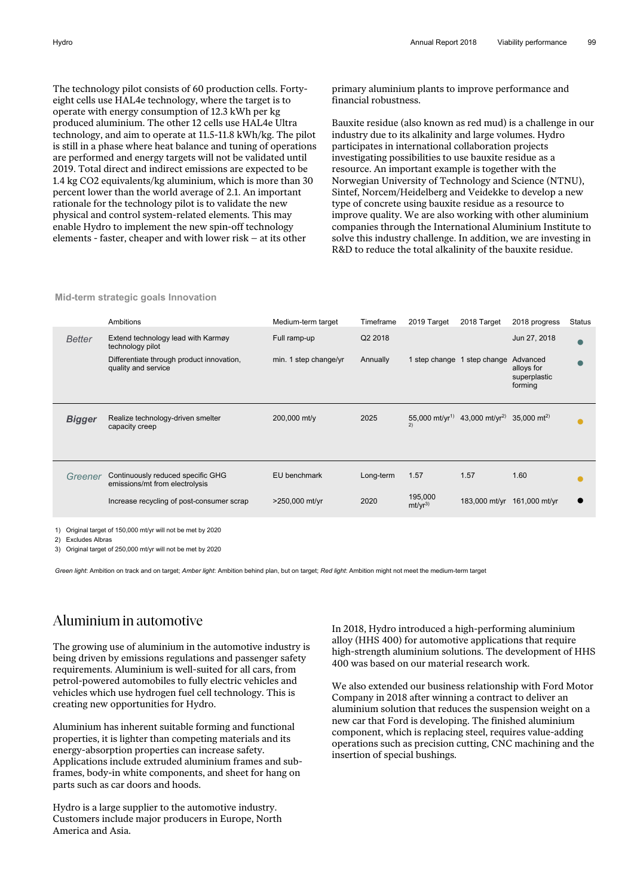The technology pilot consists of 60 production cells. Forty-eight cells use HAL4e technology, where the target is to operate with energy consumption of 12.3 kWh per kg produced aluminium. The other 12 cells use HAL4e Ultra technology, and aim to operate at 11.5-11.8 kWh/kg. The pilot is still in a phase where heat balance and tuning of operations are performed and energy targets will not be validated until 2019. Total direct and indirect emissions are expected to be 1.4 kg CO2 equivalents/kg aluminium, which is more than 30 percent lower than the world average of 2.1. An important rationale for the technology pilot is to validate the new physical and control system-related elements. This may enable Hydro to implement the new spin-off technology elements - faster, cheaper and with lower risk – at its other primary aluminium plants to improve performance and financial robustness.

Bauxite residue (also known as red mud) is a challenge in our industry due to its alkalinity and large volumes. Hydro participates in international collaboration projects investigating possibilities to use bauxite residue as a resource. An important example is together with the Norwegian University of Technology and Science (NTNU), Sintef, Norcem/Heidelberg and Veidekke to develop a new type of concrete using bauxite residue as a resource to improve quality. We are also working with other aluminium companies through the International Aluminium Institute to solve this industry challenge. In addition, we are investing in R&D to reduce the total alkalinity of the bauxite residue.

**Mid-term strategic goals Innovation**

| | Ambitions | Medium-term target | Timeframe | 2019 Target | 2018 Target | 2018 progress | Status |
|---|---|---|---|---|---|---|---|
| *Better* | Extend technology lead with Karmøy technology pilot | Full ramp-up | Q2 2018 | | | Jun 27, 2018 | ● |
| | Differentiate through product innovation, quality and service | min. 1 step change/yr | Annually | 1 step change | 1 step change | Advanced alloys for superplastic forming | ● |
| ***Bigger*** | Realize technology-driven smelter capacity creep | 200,000 mt/y | 2025 | 55,000 mt/yr[1) 2)] | 43,000 mt/yr[2)] | 35,000 mt[2)] | ● |
| *Greener* | Continuously reduced specific GHG emissions/mt from electrolysis | EU benchmark | Long-term | 1.57 | 1.57 | 1.60 | ● |
| | Increase recycling of post-consumer scrap | >250,000 mt/yr | 2020 | 195,000 mt/yr[3)] | 183,000 mt/yr | 161,000 mt/yr | ● |

1) Original target of 150,000 mt/yr will not be met by 2020
2) Excludes Albras
3) Original target of 250,000 mt/yr will not be met by 2020

*Green light*: Ambition on track and on target; *Amber light*: Ambition behind plan, but on target; *Red light*: Ambition might not meet the medium-term target

## Aluminium in automotive

The growing use of aluminium in the automotive industry is being driven by emissions regulations and passenger safety requirements. Aluminium is well-suited for all cars, from petrol-powered automobiles to fully electric vehicles and vehicles which use hydrogen fuel cell technology. This is creating new opportunities for Hydro.

Aluminium has inherent suitable forming and functional properties, it is lighter than competing materials and its energy-absorption properties can increase safety. Applications include extruded aluminium frames and sub-frames, body-in white components, and sheet for hang on parts such as car doors and hoods.

Hydro is a large supplier to the automotive industry. Customers include major producers in Europe, North America and Asia.

In 2018, Hydro introduced a high-performing aluminium alloy (HHS 400) for automotive applications that require high-strength aluminium solutions. The development of HHS 400 was based on our material research work.

We also extended our business relationship with Ford Motor Company in 2018 after winning a contract to deliver an aluminium solution that reduces the suspension weight on a new car that Ford is developing. The finished aluminium component, which is replacing steel, requires value-adding operations such as precision cutting, CNC machining and the insertion of special bushings.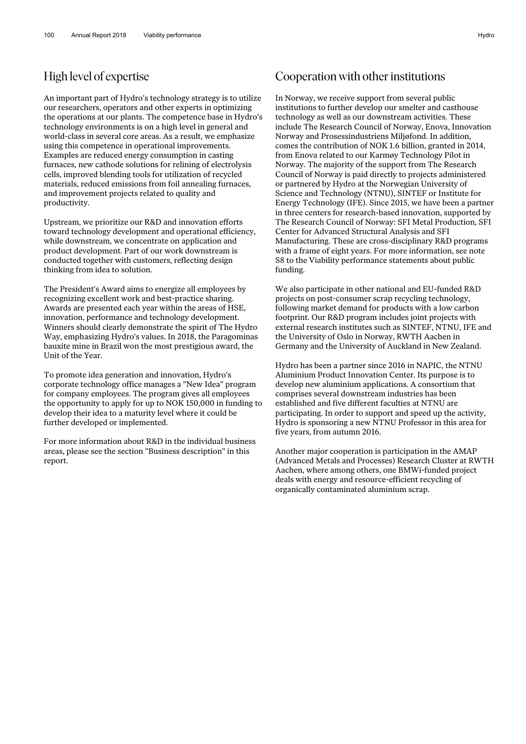## High level of expertise

An important part of Hydro's technology strategy is to utilize our researchers, operators and other experts in optimizing the operations at our plants. The competence base in Hydro's technology environments is on a high level in general and world-class in several core areas. As a result, we emphasize using this competence in operational improvements. Examples are reduced energy consumption in casting furnaces, new cathode solutions for relining of electrolysis cells, improved blending tools for utilization of recycled materials, reduced emissions from foil annealing furnaces, and improvement projects related to quality and productivity.

Upstream, we prioritize our R&D and innovation efforts toward technology development and operational efficiency, while downstream, we concentrate on application and product development. Part of our work downstream is conducted together with customers, reflecting design thinking from idea to solution.

The President's Award aims to energize all employees by recognizing excellent work and best-practice sharing. Awards are presented each year within the areas of HSE, innovation, performance and technology development. Winners should clearly demonstrate the spirit of The Hydro Way, emphasizing Hydro's values. In 2018, the Paragominas bauxite mine in Brazil won the most prestigious award, the Unit of the Year.

To promote idea generation and innovation, Hydro's corporate technology office manages a "New Idea" program for company employees. The program gives all employees the opportunity to apply for up to NOK 150,000 in funding to develop their idea to a maturity level where it could be further developed or implemented.

For more information about R&D in the individual business areas, please see the section "Business description" in this report.

## Cooperation with other institutions

In Norway, we receive support from several public institutions to further develop our smelter and casthouse technology as well as our downstream activities. These include The Research Council of Norway, Enova, Innovation Norway and Prosessindustriens Miljøfond. In addition, comes the contribution of NOK 1.6 billion, granted in 2014, from Enova related to our Karmøy Technology Pilot in Norway. The majority of the support from The Research Council of Norway is paid directly to projects administered or partnered by Hydro at the Norwegian University of Science and Technology (NTNU), SINTEF or Institute for Energy Technology (IFE). Since 2015, we have been a partner in three centers for research-based innovation, supported by The Research Council of Norway: SFI Metal Production, SFI Center for Advanced Structural Analysis and SFI Manufacturing. These are cross-disciplinary R&D programs with a frame of eight years. For more information, see note S8 to the Viability performance statements about public funding.

We also participate in other national and EU-funded R&D projects on post-consumer scrap recycling technology, following market demand for products with a low carbon footprint. Our R&D program includes joint projects with external research institutes such as SINTEF, NTNU, IFE and the University of Oslo in Norway, RWTH Aachen in Germany and the University of Auckland in New Zealand.

Hydro has been a partner since 2016 in NAPIC, the NTNU Aluminium Product Innovation Center. Its purpose is to develop new aluminium applications. A consortium that comprises several downstream industries has been established and five different faculties at NTNU are participating. In order to support and speed up the activity, Hydro is sponsoring a new NTNU Professor in this area for five years, from autumn 2016.

Another major cooperation is participation in the AMAP (Advanced Metals and Processes) Research Cluster at RWTH Aachen, where among others, one BMWi-funded project deals with energy and resource-efficient recycling of organically contaminated aluminium scrap.